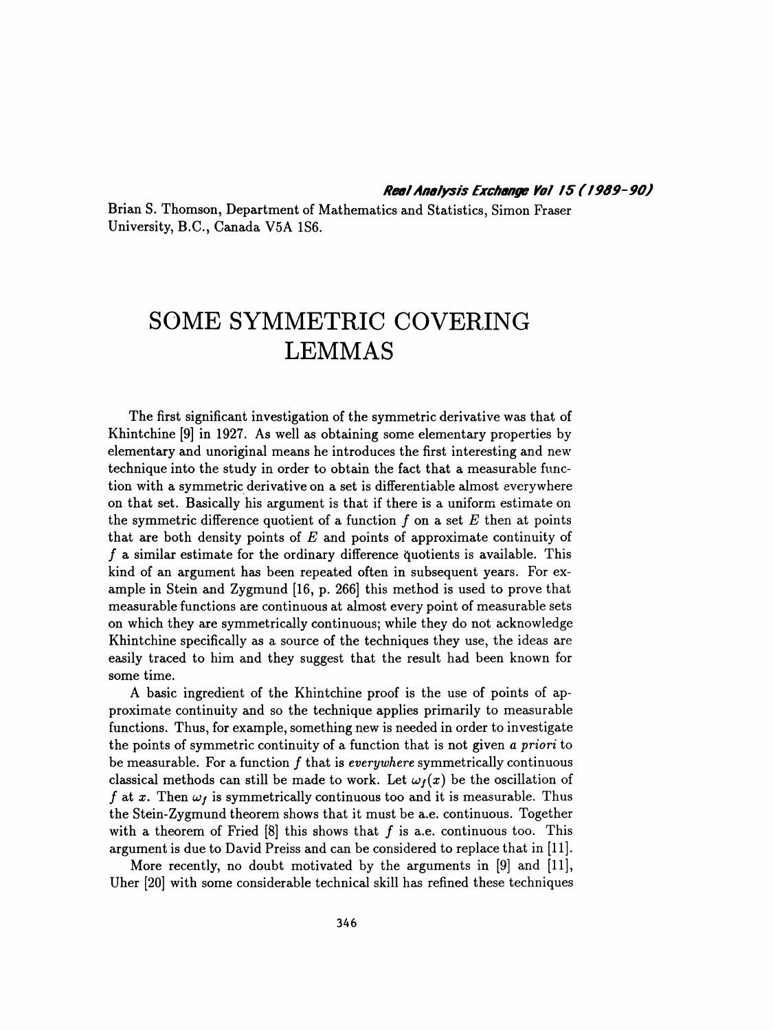Brian S. Thomson, Department of Mathematics and Statistics, Simon Fraser University, B.C., Canada V5A 1S6.

# SOME SYMMETRIC COVERING LEMMAS

The first significant investigation of the symmetric derivative was that of Khintchine [9] in 1927. As well as obtaining some elementary properties by elementary and unoriginal means he introduces the first interesting and new technique into the study in order to obtain the fact that a measurable function with a symmetric derivative on a set is differentiable almost everywhere on that set. Basically his argument is that if there is a uniform estimate on the symmetric difference quotient of a function $f$ on a set $E$ then at points that are both density points of $E$ and points of approximate continuity of $f$ a similar estimate for the ordinary difference quotients is available. This kind of an argument has been repeated often in subsequent years. For example in Stein and Zygmund [16, p. 266] this method is used to prove that measurable functions are continuous at almost every point of measurable sets on which they are symmetrically continuous; while they do not acknowledge Khintchine specifically as a source of the techniques they use, the ideas are easily traced to him and they suggest that the result had been known for some time.

A basic ingredient of the Khintchine proof is the use of points of approximate continuity and so the technique applies primarily to measurable functions. Thus, for example, something new is needed in order to investigate the points of symmetric continuity of a function that is not given *a priori* to be measurable. For a function $f$ that is *everywhere* symmetrically continuous classical methods can still be made to work. Let $\omega_f(x)$ be the oscillation of $f$ at $x$. Then $\omega_f$ is symmetrically continuous too and it is measurable. Thus the Stein-Zygmund theorem shows that it must be a.e. continuous. Together with a theorem of Fried [8] this shows that $f$ is a.e. continuous too. This argument is due to David Preiss and can be considered to replace that in [11].

More recently, no doubt motivated by the arguments in [9] and [11], Uher [20] with some considerable technical skill has refined these techniques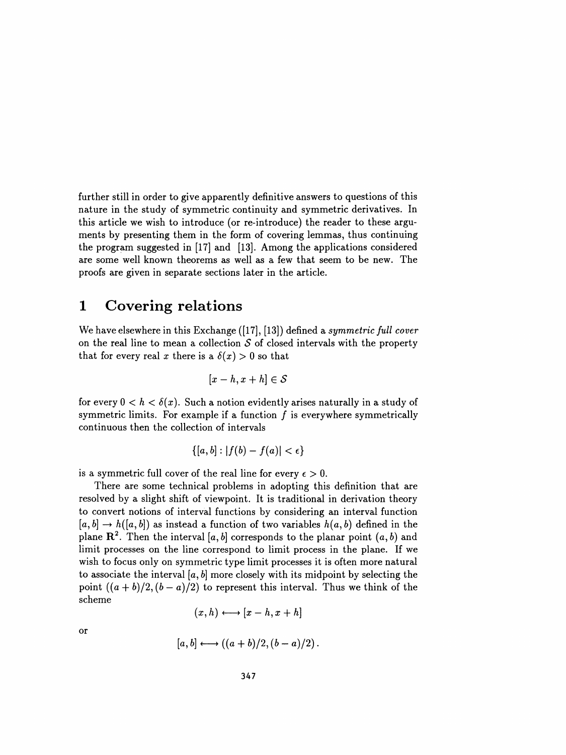further still in order to give apparently definitive answers to questions of this nature in the study of symmetric continuity and symmetric derivatives. In this article we wish to introduce (or re-introduce) the reader to these arguments by presenting them in the form of covering lemmas, thus continuing the program suggested in [17] and [13]. Among the applications considered are some well known theorems as well as a few that seem to be new. The proofs are given in separate sections later in the article.

# 1 Covering relations

We have elsewhere in this Exchange ([17], [13]) defined a *symmetric full cover* on the real line to mean a collection $\mathcal{S}$ of closed intervals with the property that for every real $x$ there is a $\delta(x) > 0$ so that

$$[x-h, x+h] \in \mathcal{S}$$

for every $0 < h < \delta(x)$. Such a notion evidently arises naturally in a study of symmetric limits. For example if a function $f$ is everywhere symmetrically continuous then the collection of intervals

$$\{[a,b] : |f(b) - f(a)| < \epsilon\}$$

is a symmetric full cover of the real line for every $\epsilon > 0$.

There are some technical problems in adopting this definition that are resolved by a slight shift of viewpoint. It is traditional in derivation theory to convert notions of interval functions by considering an interval function $[a,b] \to h([a,b])$ as instead a function of two variables $h(a,b)$ defined in the plane $\mathbf{R}^2$. Then the interval $[a,b]$ corresponds to the planar point $(a,b)$ and limit processes on the line correspond to limit process in the plane. If we wish to focus only on symmetric type limit processes it is often more natural to associate the interval $[a,b]$ more closely with its midpoint by selecting the point $((a+b)/2, (b-a)/2)$ to represent this interval. Thus we think of the scheme

$$(x,h) \longleftrightarrow [x-h, x+h]$$

or

$$[a,b] \longleftrightarrow ((a+b)/2, (b-a)/2).$$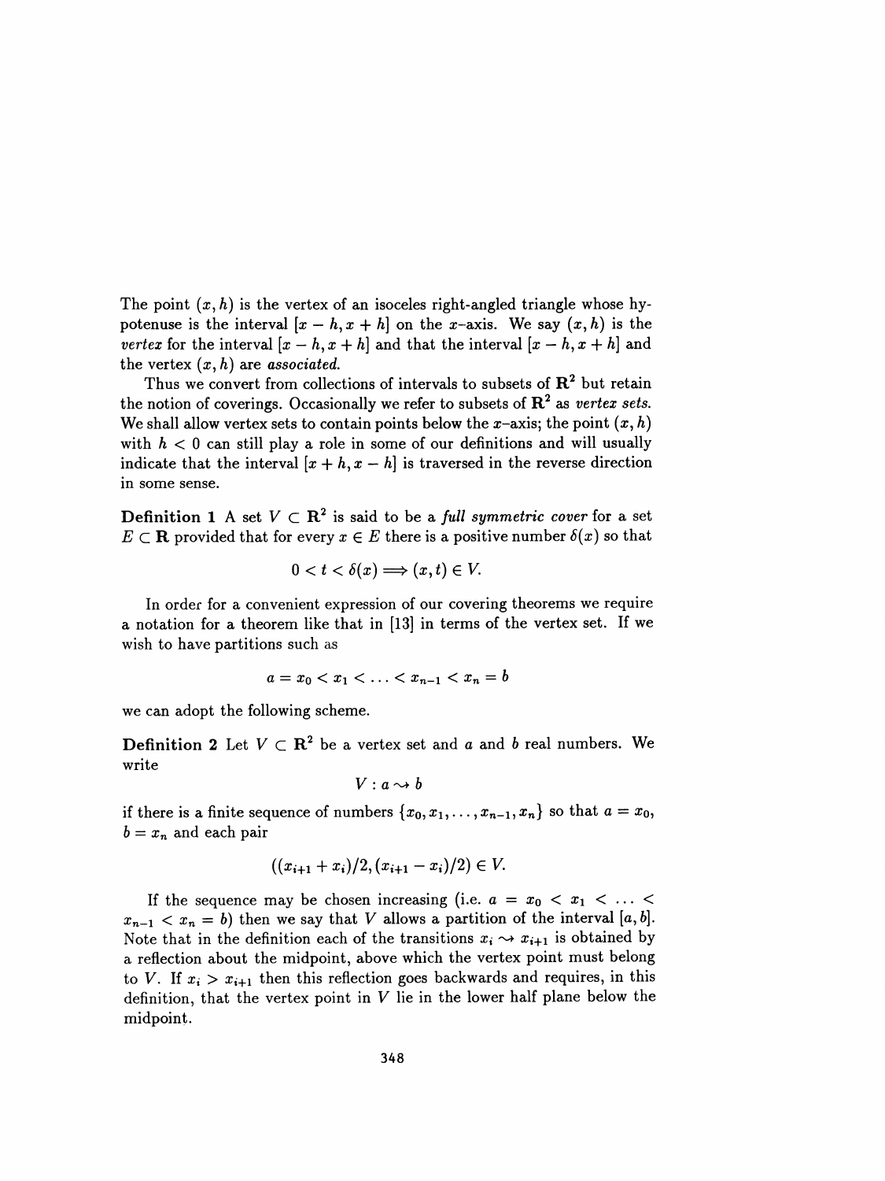The point $(x, h)$ is the vertex of an isoceles right-angled triangle whose hypotenuse is the interval $[x - h, x + h]$ on the $x$–axis. We say $(x, h)$ is the *vertex* for the interval $[x - h, x + h]$ and that the interval $[x - h, x + h]$ and the vertex $(x, h)$ are *associated*.

Thus we convert from collections of intervals to subsets of $\mathbf{R}^2$ but retain the notion of coverings. Occasionally we refer to subsets of $\mathbf{R}^2$ as *vertex sets*. We shall allow vertex sets to contain points below the $x$–axis; the point $(x, h)$ with $h < 0$ can still play a role in some of our definitions and will usually indicate that the interval $[x + h, x - h]$ is traversed in the reverse direction in some sense.

**Definition 1** A set $V \subset \mathbf{R}^2$ is said to be a *full symmetric cover* for a set $E \subset \mathbf{R}$ provided that for every $x \in E$ there is a positive number $\delta(x)$ so that

$$0 < t < \delta(x) \Longrightarrow (x, t) \in V.$$

In order for a convenient expression of our covering theorems we require a notation for a theorem like that in [13] in terms of the vertex set. If we wish to have partitions such as

$$a = x_0 < x_1 < \ldots < x_{n-1} < x_n = b$$

we can adopt the following scheme.

**Definition 2** Let $V \subset \mathbf{R}^2$ be a vertex set and $a$ and $b$ real numbers. We write

$$V : a \rightsquigarrow b$$

if there is a finite sequence of numbers $\{x_0, x_1, \ldots, x_{n-1}, x_n\}$ so that $a = x_0$, $b = x_n$ and each pair

$$((x_{i+1} + x_i)/2, (x_{i+1} - x_i)/2) \in V.$$

If the sequence may be chosen increasing (i.e. $a = x_0 < x_1 < \ldots < x_{n-1} < x_n = b$) then we say that $V$ allows a partition of the interval $[a, b]$. Note that in the definition each of the transitions $x_i \rightsquigarrow x_{i+1}$ is obtained by a reflection about the midpoint, above which the vertex point must belong to $V$. If $x_i > x_{i+1}$ then this reflection goes backwards and requires, in this definition, that the vertex point in $V$ lie in the lower half plane below the midpoint.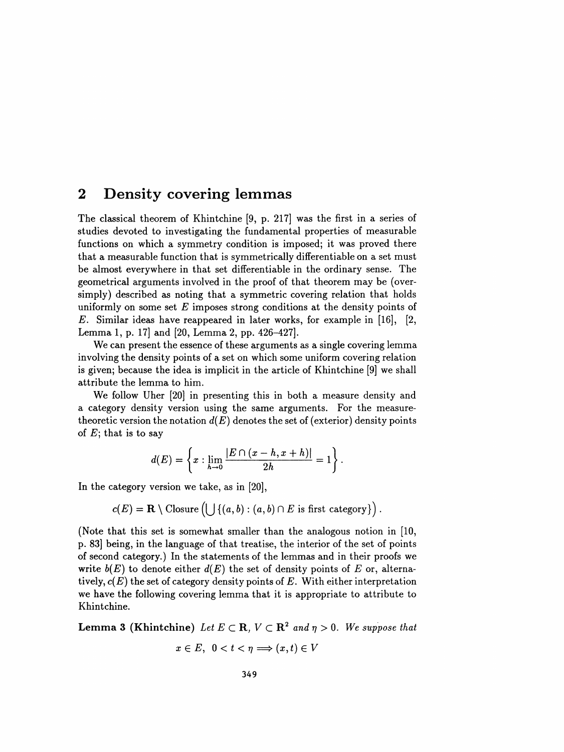## 2 Density covering lemmas

The classical theorem of Khintchine [9, p. 217] was the first in a series of studies devoted to investigating the fundamental properties of measurable functions on which a symmetry condition is imposed; it was proved there that a measurable function that is symmetrically differentiable on a set must be almost everywhere in that set differentiable in the ordinary sense. The geometrical arguments involved in the proof of that theorem may be (oversimply) described as noting that a symmetric covering relation that holds uniformly on some set $E$ imposes strong conditions at the density points of $E$. Similar ideas have reappeared in later works, for example in [16], [2, Lemma 1, p. 17] and [20, Lemma 2, pp. 426–427].

We can present the essence of these arguments as a single covering lemma involving the density points of a set on which some uniform covering relation is given; because the idea is implicit in the article of Khintchine [9] we shall attribute the lemma to him.

We follow Uher [20] in presenting this in both a measure density and a category density version using the same arguments. For the measure-theoretic version the notation $d(E)$ denotes the set of (exterior) density points of $E$; that is to say

$$d(E) = \left\{ x : \lim_{h\to 0} \frac{|E \cap (x-h, x+h)|}{2h} = 1 \right\}.$$

In the category version we take, as in [20],

$$c(E) = \mathbf{R} \setminus \text{Closure}\left( \bigcup \{(a,b) : (a,b) \cap E \text{ is first category}\} \right).$$

(Note that this set is somewhat smaller than the analogous notion in [10, p. 83] being, in the language of that treatise, the interior of the set of points of second category.) In the statements of the lemmas and in their proofs we write $b(E)$ to denote either $d(E)$ the set of density points of $E$ or, alternatively, $c(E)$ the set of category density points of $E$. With either interpretation we have the following covering lemma that it is appropriate to attribute to Khintchine.

**Lemma 3 (Khintchine)** *Let $E \subset \mathbf{R}$, $V \subset \mathbf{R}^2$ and $\eta > 0$. We suppose that*

$$x \in E,\ 0 < t < \eta \Longrightarrow (x,t) \in V$$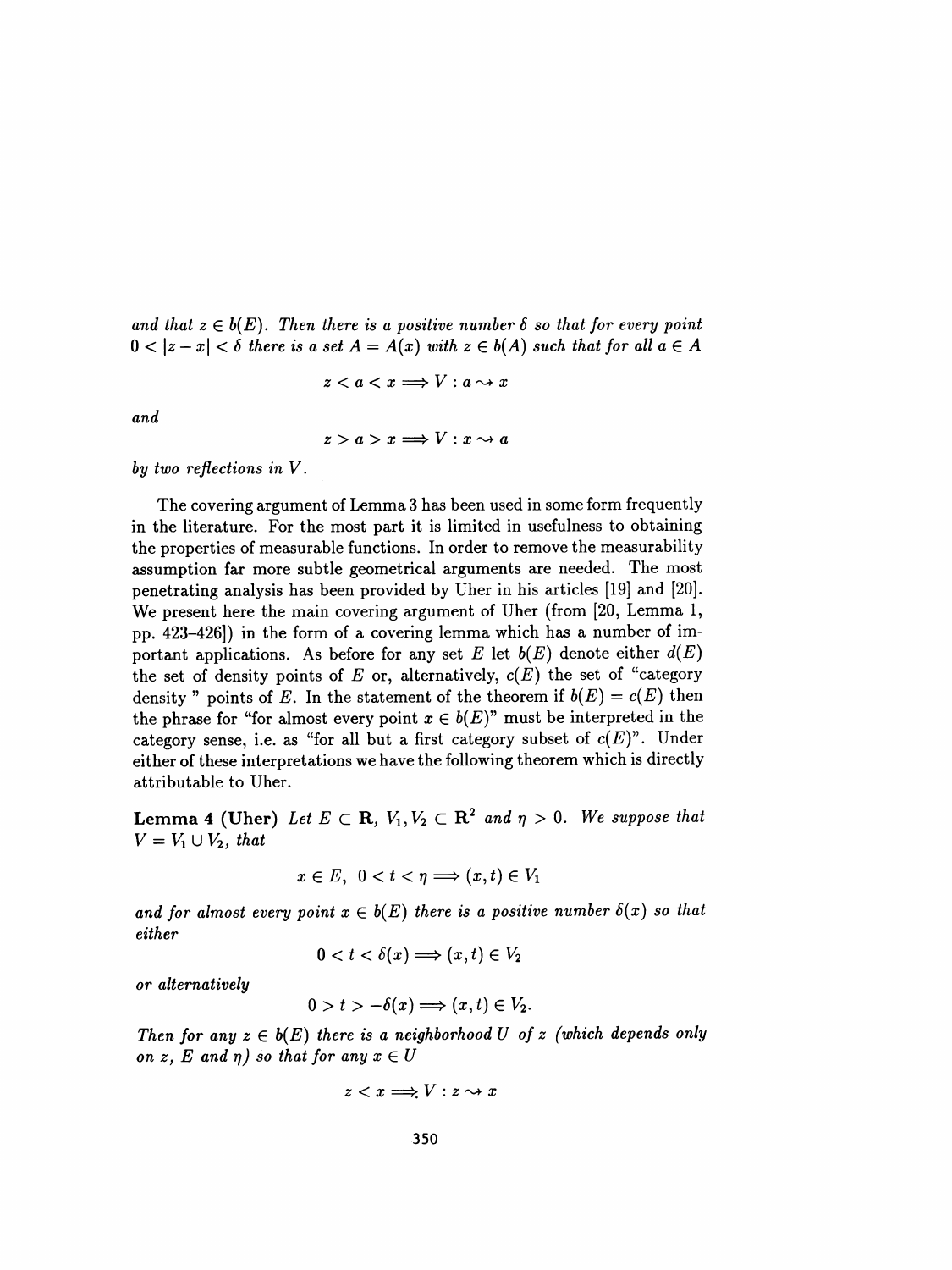*and that $z \in b(E)$. Then there is a positive number $\delta$ so that for every point $0 < |z - x| < \delta$ there is a set $A = A(x)$ with $z \in b(A)$ such that for all $a \in A$*

$$z < a < x \Longrightarrow V : a \rightsquigarrow x$$

*and*

$$z > a > x \Longrightarrow V : x \rightsquigarrow a$$

*by two reflections in $V$.*

The covering argument of Lemma 3 has been used in some form frequently in the literature. For the most part it is limited in usefulness to obtaining the properties of measurable functions. In order to remove the measurability assumption far more subtle geometrical arguments are needed. The most penetrating analysis has been provided by Uher in his articles [19] and [20]. We present here the main covering argument of Uher (from [20, Lemma 1, pp. 423–426]) in the form of a covering lemma which has a number of important applications. As before for any set $E$ let $b(E)$ denote either $d(E)$ the set of density points of $E$ or, alternatively, $c(E)$ the set of "category density " points of $E$. In the statement of the theorem if $b(E) = c(E)$ then the phrase for "for almost every point $x \in b(E)$" must be interpreted in the category sense, i.e. as "for all but a first category subset of $c(E)$". Under either of these interpretations we have the following theorem which is directly attributable to Uher.

**Lemma 4 (Uher)** *Let $E \subset \mathbf{R}$, $V_1, V_2 \subset \mathbf{R}^2$ and $\eta > 0$. We suppose that $V = V_1 \cup V_2$, that*

$$x \in E,\ 0 < t < \eta \Longrightarrow (x,t) \in V_1$$

*and for almost every point $x \in b(E)$ there is a positive number $\delta(x)$ so that either*

$$0 < t < \delta(x) \Longrightarrow (x,t) \in V_2$$

*or alternatively*

$$0 > t > -\delta(x) \Longrightarrow (x,t) \in V_2.$$

*Then for any $z \in b(E)$ there is a neighborhood $U$ of $z$ (which depends only on $z$, $E$ and $\eta$) so that for any $x \in U$*

$$z < x \Longrightarrow V : z \rightsquigarrow x$$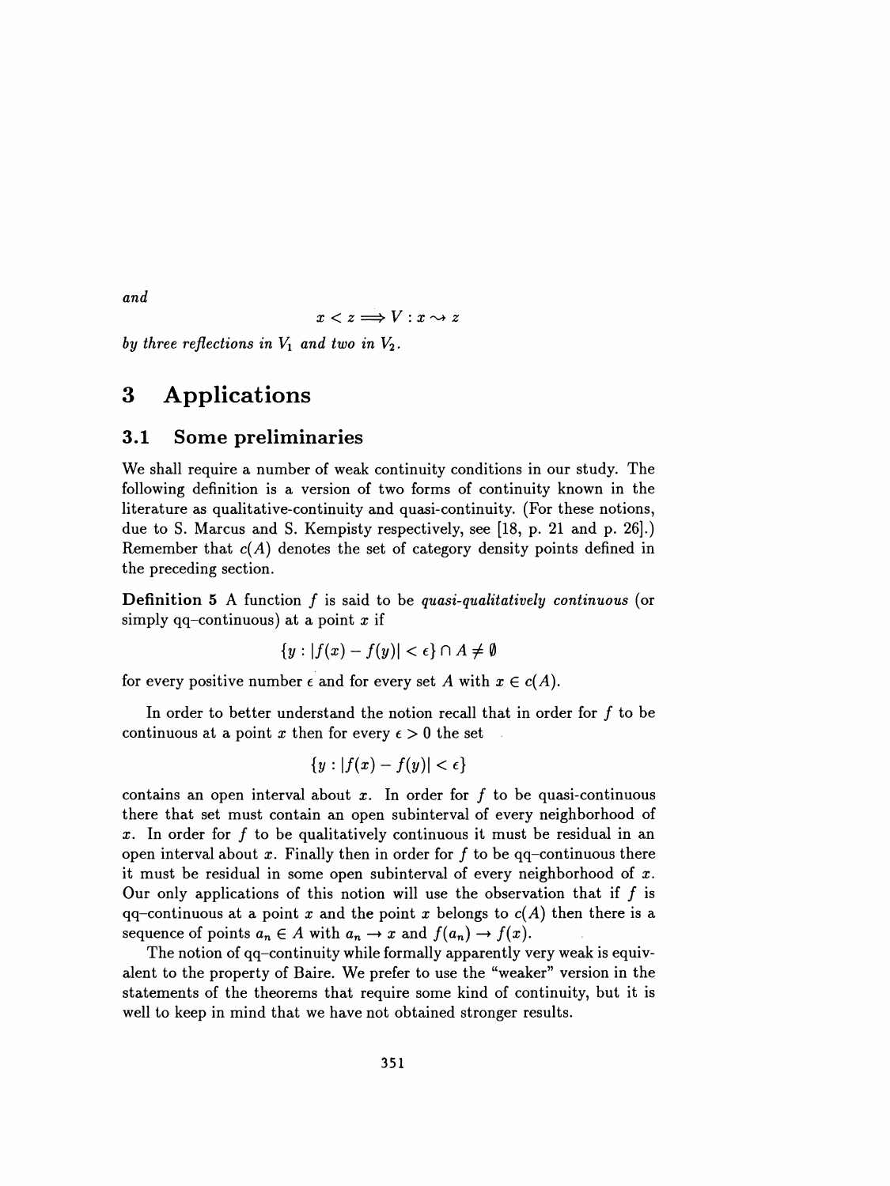*and*

$$x < z \Longrightarrow V : x \rightsquigarrow z$$

*by three reflections in $V_1$ and two in $V_2$.*

# 3 Applications

## 3.1 Some preliminaries

We shall require a number of weak continuity conditions in our study. The following definition is a version of two forms of continuity known in the literature as qualitative-continuity and quasi-continuity. (For these notions, due to S. Marcus and S. Kempisty respectively, see [18, p. 21 and p. 26].) Remember that $c(A)$ denotes the set of category density points defined in the preceding section.

**Definition 5** A function $f$ is said to be *quasi-qualitatively continuous* (or simply qq–continuous) at a point $x$ if

$$\{y : |f(x) - f(y)| < \epsilon\} \cap A \neq \emptyset$$

for every positive number $\epsilon$ and for every set $A$ with $x \in c(A)$.

In order to better understand the notion recall that in order for $f$ to be continuous at a point $x$ then for every $\epsilon > 0$ the set

$$\{y : |f(x) - f(y)| < \epsilon\}$$

contains an open interval about $x$. In order for $f$ to be quasi-continuous there that set must contain an open subinterval of every neighborhood of $x$. In order for $f$ to be qualitatively continuous it must be residual in an open interval about $x$. Finally then in order for $f$ to be qq–continuous there it must be residual in some open subinterval of every neighborhood of $x$. Our only applications of this notion will use the observation that if $f$ is qq–continuous at a point $x$ and the point $x$ belongs to $c(A)$ then there is a sequence of points $a_n \in A$ with $a_n \to x$ and $f(a_n) \to f(x)$.

The notion of qq–continuity while formally apparently very weak is equivalent to the property of Baire. We prefer to use the "weaker" version in the statements of the theorems that require some kind of continuity, but it is well to keep in mind that we have not obtained stronger results.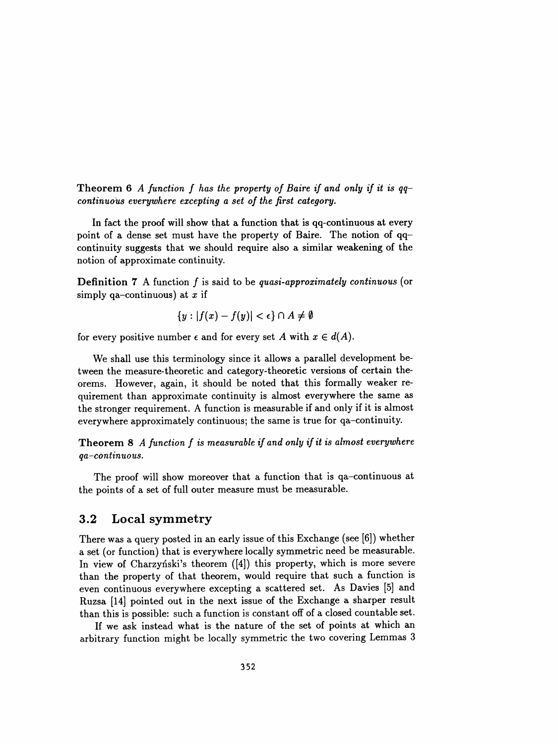**Theorem 6** *A function $f$ has the property of Baire if and only if it is qq–continuous everywhere excepting a set of the first category.*

In fact the proof will show that a function that is qq-continuous at every point of a dense set must have the property of Baire. The notion of qq–continuity suggests that we should require also a similar weakening of the notion of approximate continuity.

**Definition 7** A function $f$ is said to be *quasi-approximately continuous* (or simply qa–continuous) at $x$ if

$$\{y : |f(x) - f(y)| < \epsilon\} \cap A \neq \emptyset$$

for every positive number $\epsilon$ and for every set $A$ with $x \in d(A)$.

We shall use this terminology since it allows a parallel development between the measure-theoretic and category-theoretic versions of certain theorems. However, again, it should be noted that this formally weaker requirement than approximate continuity is almost everywhere the same as the stronger requirement. A function is measurable if and only if it is almost everywhere approximately continuous; the same is true for qa–continuity.

**Theorem 8** *A function $f$ is measurable if and only if it is almost everywhere qa–continuous.*

The proof will show moreover that a function that is qa–continuous at the points of a set of full outer measure must be measurable.

## 3.2 Local symmetry

There was a query posted in an early issue of this Exchange (see [6]) whether a set (or function) that is everywhere locally symmetric need be measurable. In view of Charzyński's theorem ([4]) this property, which is more severe than the property of that theorem, would require that such a function is even continuous everywhere excepting a scattered set. As Davies [5] and Ruzsa [14] pointed out in the next issue of the Exchange a sharper result than this is possible: such a function is constant off of a closed countable set.

If we ask instead what is the nature of the set of points at which an arbitrary function might be locally symmetric the two covering Lemmas 3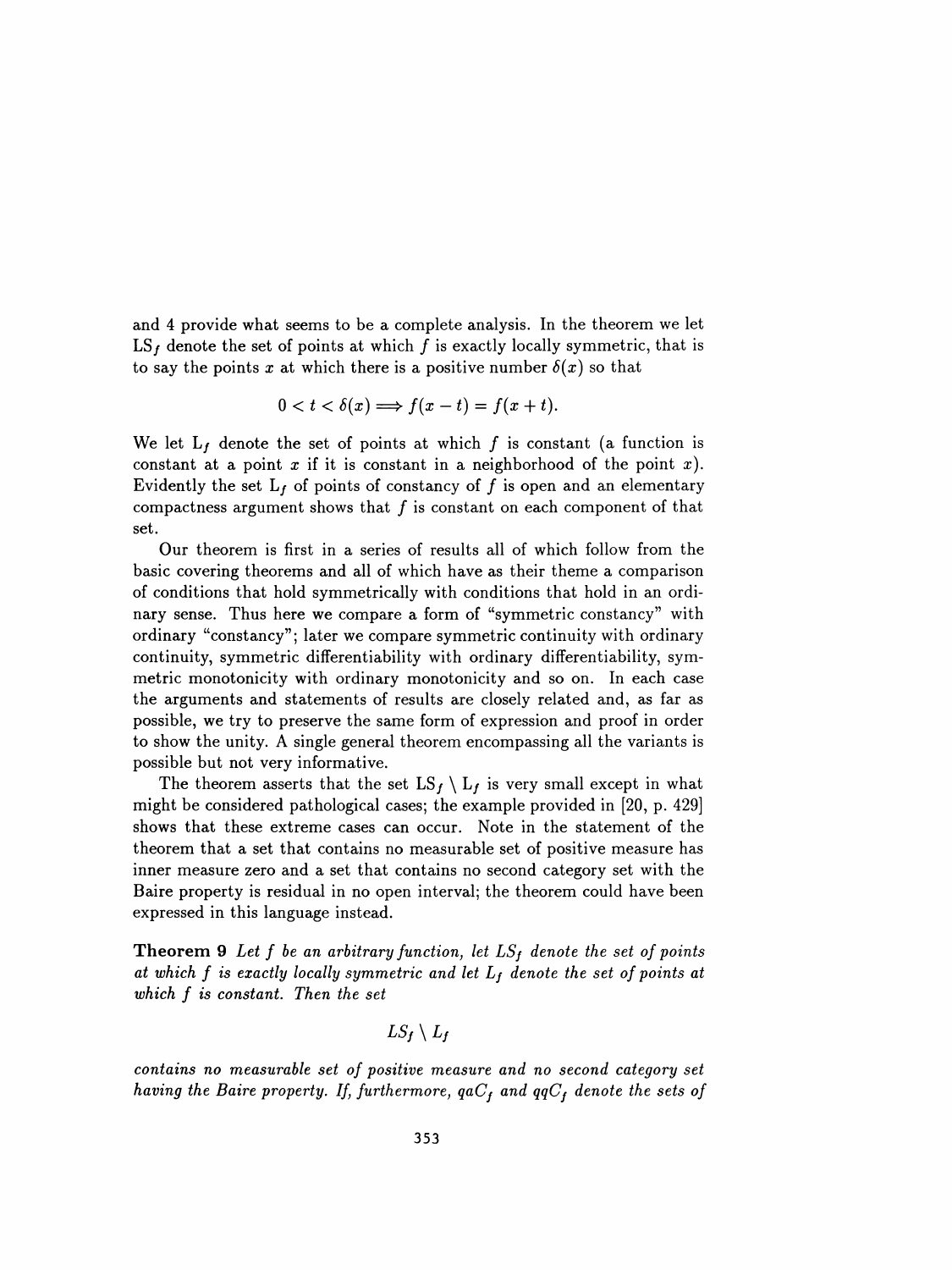and 4 provide what seems to be a complete analysis. In the theorem we let $\mathrm{LS}_f$ denote the set of points at which $f$ is exactly locally symmetric, that is to say the points $x$ at which there is a positive number $\delta(x)$ so that

$$0 < t < \delta(x) \Longrightarrow f(x-t) = f(x+t).$$

We let $\mathrm{L}_f$ denote the set of points at which $f$ is constant (a function is constant at a point $x$ if it is constant in a neighborhood of the point $x$). Evidently the set $\mathrm{L}_f$ of points of constancy of $f$ is open and an elementary compactness argument shows that $f$ is constant on each component of that set.

Our theorem is first in a series of results all of which follow from the basic covering theorems and all of which have as their theme a comparison of conditions that hold symmetrically with conditions that hold in an ordinary sense. Thus here we compare a form of "symmetric constancy" with ordinary "constancy"; later we compare symmetric continuity with ordinary continuity, symmetric differentiability with ordinary differentiability, symmetric monotonicity with ordinary monotonicity and so on. In each case the arguments and statements of results are closely related and, as far as possible, we try to preserve the same form of expression and proof in order to show the unity. A single general theorem encompassing all the variants is possible but not very informative.

The theorem asserts that the set $\mathrm{LS}_f \setminus \mathrm{L}_f$ is very small except in what might be considered pathological cases; the example provided in [20, p. 429] shows that these extreme cases can occur. Note in the statement of the theorem that a set that contains no measurable set of positive measure has inner measure zero and a set that contains no second category set with the Baire property is residual in no open interval; the theorem could have been expressed in this language instead.

**Theorem 9** *Let $f$ be an arbitrary function, let $LS_f$ denote the set of points at which $f$ is exactly locally symmetric and let $L_f$ denote the set of points at which $f$ is constant. Then the set*

$$LS_f \setminus L_f$$

*contains no measurable set of positive measure and no second category set having the Baire property. If, furthermore, $qaC_f$ and $qqC_f$ denote the sets of*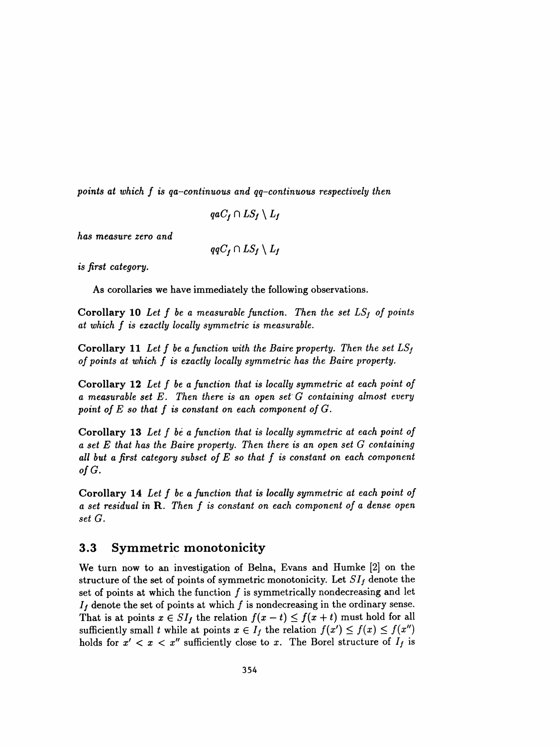*points at which $f$ is qa–continuous and qq–continuous respectively then*

$$qaC_f \cap LS_f \setminus L_f$$

*has measure zero and*

$$qqC_f \cap LS_f \setminus L_f$$

*is first category.*

As corollaries we have immediately the following observations.

**Corollary 10** *Let $f$ be a measurable function. Then the set $LS_f$ of points at which $f$ is exactly locally symmetric is measurable.*

**Corollary 11** *Let $f$ be a function with the Baire property. Then the set $LS_f$ of points at which $f$ is exactly locally symmetric has the Baire property.*

**Corollary 12** *Let $f$ be a function that is locally symmetric at each point of a measurable set $E$. Then there is an open set $G$ containing almost every point of $E$ so that $f$ is constant on each component of $G$.*

**Corollary 13** *Let $f$ be a function that is locally symmetric at each point of a set $E$ that has the Baire property. Then there is an open set $G$ containing all but a first category subset of $E$ so that $f$ is constant on each component of $G$.*

**Corollary 14** *Let $f$ be a function that is locally symmetric at each point of a set residual in $\mathbf{R}$. Then $f$ is constant on each component of a dense open set $G$.*

### 3.3 Symmetric monotonicity

We turn now to an investigation of Belna, Evans and Humke [2] on the structure of the set of points of symmetric monotonicity. Let $SI_f$ denote the set of points at which the function $f$ is symmetrically nondecreasing and let $I_f$ denote the set of points at which $f$ is nondecreasing in the ordinary sense. That is at points $x \in SI_f$ the relation $f(x-t) \leq f(x+t)$ must hold for all sufficiently small $t$ while at points $x \in I_f$ the relation $f(x') \leq f(x) \leq f(x'')$ holds for $x' < x < x''$ sufficiently close to $x$. The Borel structure of $I_f$ is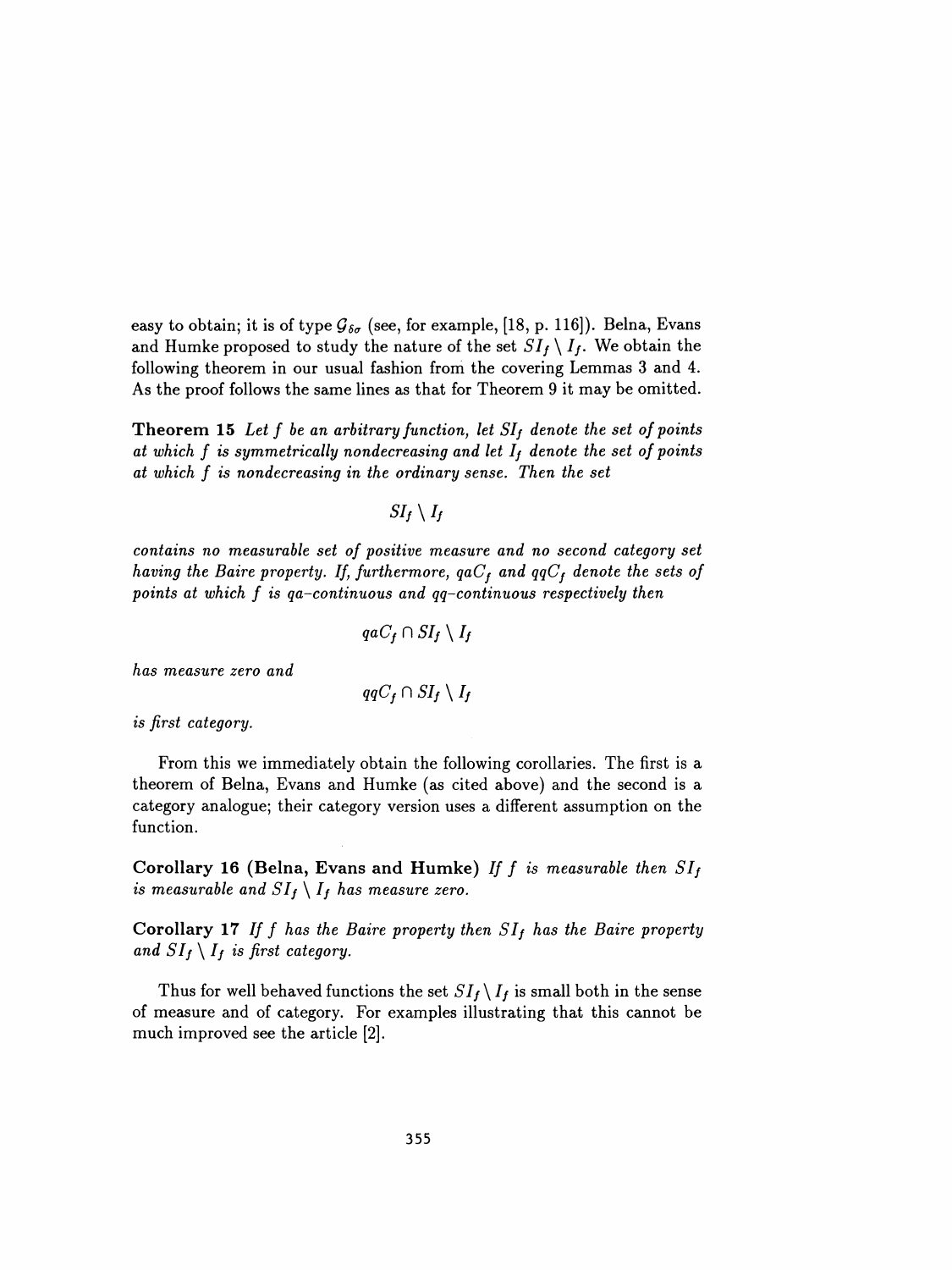easy to obtain; it is of type $\mathcal{G}_{\delta\sigma}$ (see, for example, [18, p. 116]). Belna, Evans and Humke proposed to study the nature of the set $SI_f \setminus I_f$. We obtain the following theorem in our usual fashion from the covering Lemmas 3 and 4. As the proof follows the same lines as that for Theorem 9 it may be omitted.

**Theorem 15** *Let $f$ be an arbitrary function, let $SI_f$ denote the set of points at which $f$ is symmetrically nondecreasing and let $I_f$ denote the set of points at which $f$ is nondecreasing in the ordinary sense. Then the set*

$$SI_f \setminus I_f$$

*contains no measurable set of positive measure and no second category set having the Baire property. If, furthermore, $qaC_f$ and $qqC_f$ denote the sets of points at which $f$ is qa–continuous and qq–continuous respectively then*

$$qaC_f \cap SI_f \setminus I_f$$

*has measure zero and*

$$qqC_f \cap SI_f \setminus I_f$$

*is first category.*

From this we immediately obtain the following corollaries. The first is a theorem of Belna, Evans and Humke (as cited above) and the second is a category analogue; their category version uses a different assumption on the function.

**Corollary 16 (Belna, Evans and Humke)** *If $f$ is measurable then $SI_f$ is measurable and $SI_f \setminus I_f$ has measure zero.*

**Corollary 17** *If $f$ has the Baire property then $SI_f$ has the Baire property and $SI_f \setminus I_f$ is first category.*

Thus for well behaved functions the set $SI_f \setminus I_f$ is small both in the sense of measure and of category. For examples illustrating that this cannot be much improved see the article [2].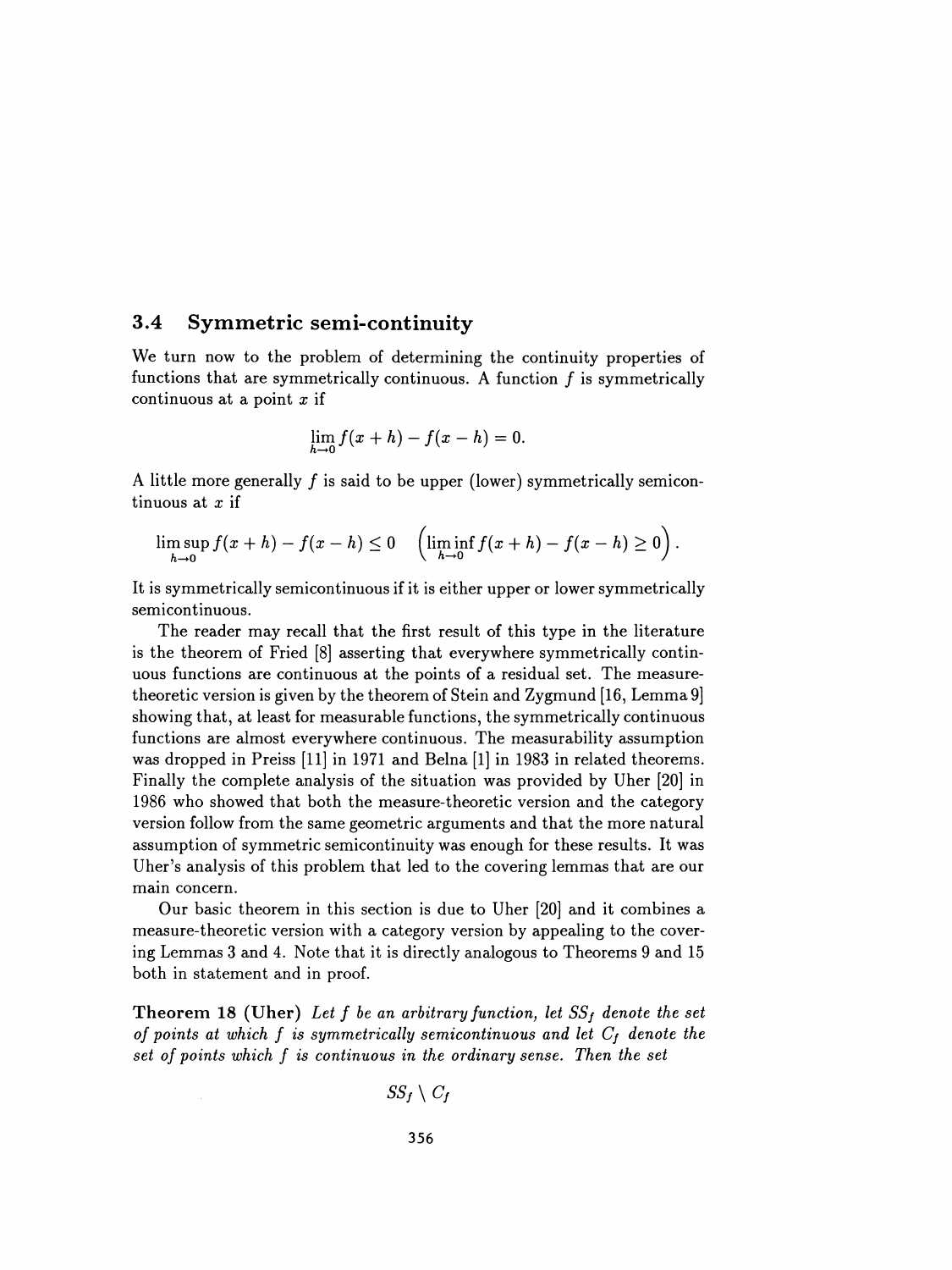## 3.4 Symmetric semi-continuity

We turn now to the problem of determining the continuity properties of functions that are symmetrically continuous. A function $f$ is symmetrically continuous at a point $x$ if

$$\lim_{h \to 0} f(x+h) - f(x-h) = 0.$$

A little more generally $f$ is said to be upper (lower) symmetrically semicontinuous at $x$ if

$$\limsup_{h \to 0} f(x+h) - f(x-h) \leq 0 \quad \left( \liminf_{h \to 0} f(x+h) - f(x-h) \geq 0 \right).$$

It is symmetrically semicontinuous if it is either upper or lower symmetrically semicontinuous.

The reader may recall that the first result of this type in the literature is the theorem of Fried [8] asserting that everywhere symmetrically continuous functions are continuous at the points of a residual set. The measure-theoretic version is given by the theorem of Stein and Zygmund [16, Lemma 9] showing that, at least for measurable functions, the symmetrically continuous functions are almost everywhere continuous. The measurability assumption was dropped in Preiss [11] in 1971 and Belna [1] in 1983 in related theorems. Finally the complete analysis of the situation was provided by Uher [20] in 1986 who showed that both the measure-theoretic version and the category version follow from the same geometric arguments and that the more natural assumption of symmetric semicontinuity was enough for these results. It was Uher's analysis of this problem that led to the covering lemmas that are our main concern.

Our basic theorem in this section is due to Uher [20] and it combines a measure-theoretic version with a category version by appealing to the covering Lemmas 3 and 4. Note that it is directly analogous to Theorems 9 and 15 both in statement and in proof.

**Theorem 18 (Uher)** *Let $f$ be an arbitrary function, let $SS_f$ denote the set of points at which $f$ is symmetrically semicontinuous and let $C_f$ denote the set of points which $f$ is continuous in the ordinary sense. Then the set*

$$SS_f \setminus C_f$$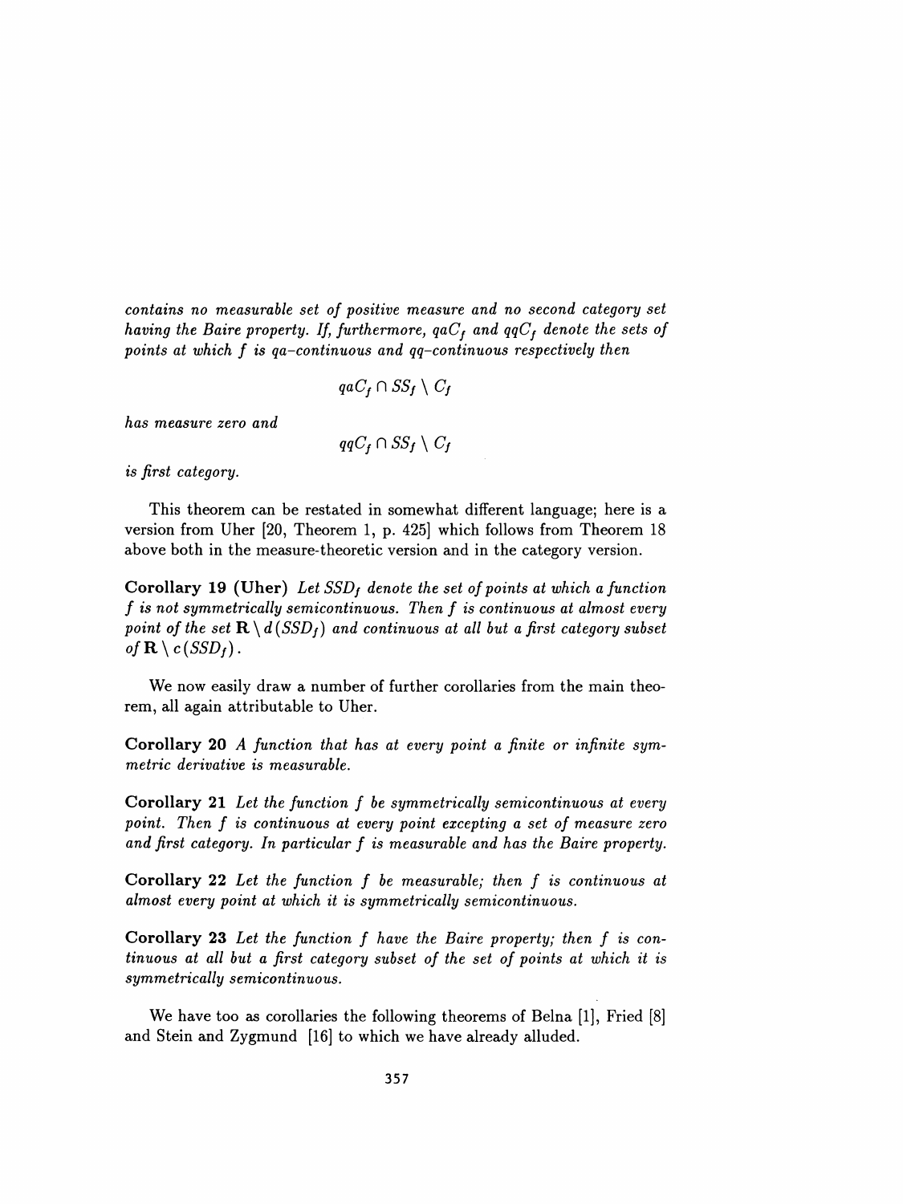*contains no measurable set of positive measure and no second category set having the Baire property. If, furthermore, $qaC_f$ and $qqC_f$ denote the sets of points at which $f$ is qa–continuous and qq–continuous respectively then*

$$qaC_f \cap SS_f \setminus C_f$$

*has measure zero and*

$$qqC_f \cap SS_f \setminus C_f$$

*is first category.*

This theorem can be restated in somewhat different language; here is a version from Uher [20, Theorem 1, p. 425] which follows from Theorem 18 above both in the measure-theoretic version and in the category version.

**Corollary 19 (Uher)** *Let $SSD_f$ denote the set of points at which a function $f$ is not symmetrically semicontinuous. Then $f$ is continuous at almost every point of the set $\mathbf{R} \setminus d(SSD_f)$ and continuous at all but a first category subset of $\mathbf{R} \setminus c(SSD_f)$.*

We now easily draw a number of further corollaries from the main theorem, all again attributable to Uher.

**Corollary 20** *A function that has at every point a finite or infinite symmetric derivative is measurable.*

**Corollary 21** *Let the function $f$ be symmetrically semicontinuous at every point. Then $f$ is continuous at every point excepting a set of measure zero and first category. In particular $f$ is measurable and has the Baire property.*

**Corollary 22** *Let the function $f$ be measurable; then $f$ is continuous at almost every point at which it is symmetrically semicontinuous.*

**Corollary 23** *Let the function $f$ have the Baire property; then $f$ is continuous at all but a first category subset of the set of points at which it is symmetrically semicontinuous.*

We have too as corollaries the following theorems of Belna [1], Fried [8] and Stein and Zygmund [16] to which we have already alluded.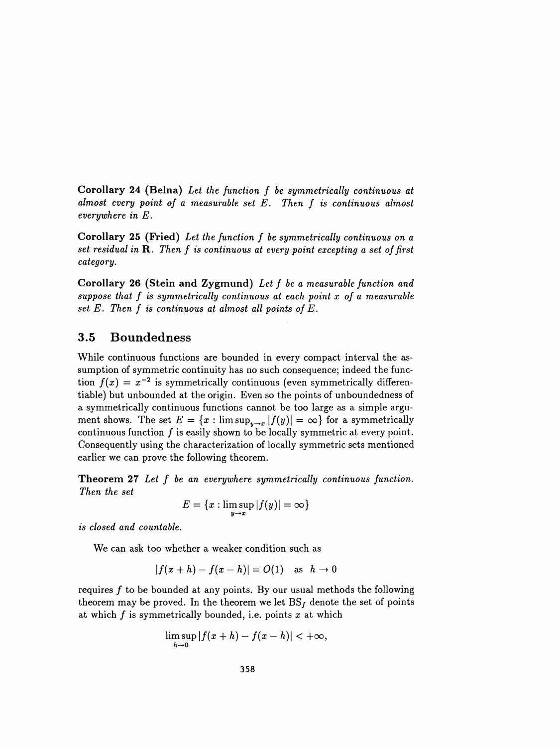**Corollary 24 (Belna)** *Let the function $f$ be symmetrically continuous at almost every point of a measurable set $E$. Then $f$ is continuous almost everywhere in $E$.*

**Corollary 25 (Fried)** *Let the function $f$ be symmetrically continuous on a set residual in $\mathbf{R}$. Then $f$ is continuous at every point excepting a set of first category.*

**Corollary 26 (Stein and Zygmund)** *Let $f$ be a measurable function and suppose that $f$ is symmetrically continuous at each point $x$ of a measurable set $E$. Then $f$ is continuous at almost all points of $E$.*

## 3.5 Boundedness

While continuous functions are bounded in every compact interval the assumption of symmetric continuity has no such consequence; indeed the function $f(x) = x^{-2}$ is symmetrically continuous (even symmetrically differentiable) but unbounded at the origin. Even so the points of unboundedness of a symmetrically continuous functions cannot be too large as a simple argument shows. The set $E = \{x : \limsup_{y \to x} |f(y)| = \infty\}$ for a symmetrically continuous function $f$ is easily shown to be locally symmetric at every point. Consequently using the characterization of locally symmetric sets mentioned earlier we can prove the following theorem.

**Theorem 27** *Let $f$ be an everywhere symmetrically continuous function. Then the set*

$$E = \{x : \limsup_{y \to x} |f(y)| = \infty\}$$

*is closed and countable.*

We can ask too whether a weaker condition such as

$$|f(x+h) - f(x-h)| = O(1) \quad \text{as} \quad h \to 0$$

requires $f$ to be bounded at any points. By our usual methods the following theorem may be proved. In the theorem we let $\mathrm{BS}_f$ denote the set of points at which $f$ is symmetrically bounded, i.e. points $x$ at which

$$\limsup_{h \to 0} |f(x+h) - f(x-h)| < +\infty,$$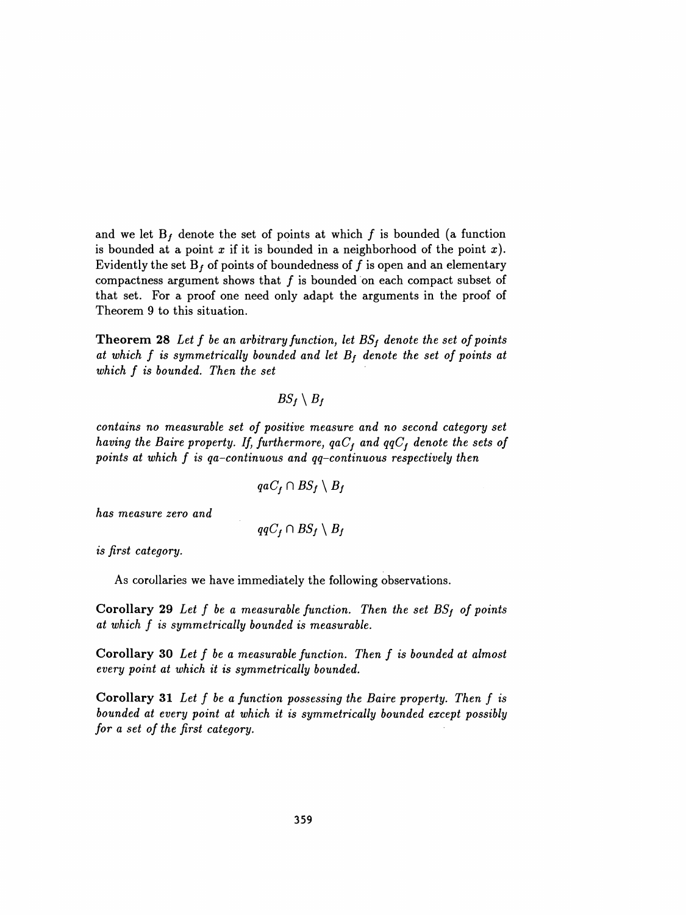and we let $B_f$ denote the set of points at which $f$ is bounded (a function is bounded at a point $x$ if it is bounded in a neighborhood of the point $x$). Evidently the set $B_f$ of points of boundedness of $f$ is open and an elementary compactness argument shows that $f$ is bounded on each compact subset of that set. For a proof one need only adapt the arguments in the proof of Theorem 9 to this situation.

**Theorem 28** *Let $f$ be an arbitrary function, let $BS_f$ denote the set of points at which $f$ is symmetrically bounded and let $B_f$ denote the set of points at which $f$ is bounded. Then the set*

$$BS_f \setminus B_f$$

*contains no measurable set of positive measure and no second category set having the Baire property. If, furthermore, $qaC_f$ and $qqC_f$ denote the sets of points at which $f$ is qa–continuous and qq–continuous respectively then*

$$qaC_f \cap BS_f \setminus B_f$$

*has measure zero and*

$$qqC_f \cap BS_f \setminus B_f$$

*is first category.*

As corollaries we have immediately the following observations.

**Corollary 29** *Let $f$ be a measurable function. Then the set $BS_f$ of points at which $f$ is symmetrically bounded is measurable.*

**Corollary 30** *Let $f$ be a measurable function. Then $f$ is bounded at almost every point at which it is symmetrically bounded.*

**Corollary 31** *Let $f$ be a function possessing the Baire property. Then $f$ is bounded at every point at which it is symmetrically bounded except possibly for a set of the first category.*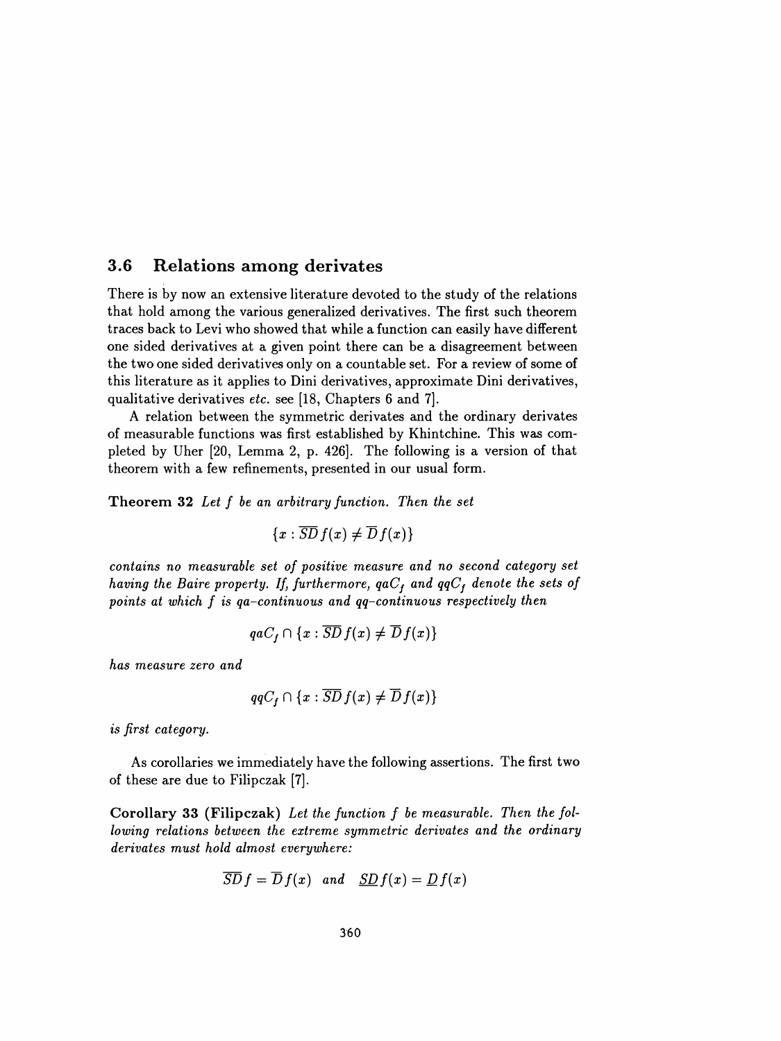## 3.6 Relations among derivates

There is by now an extensive literature devoted to the study of the relations that hold among the various generalized derivatives. The first such theorem traces back to Levi who showed that while a function can easily have different one sided derivatives at a given point there can be a disagreement between the two one sided derivatives only on a countable set. For a review of some of this literature as it applies to Dini derivatives, approximate Dini derivatives, qualitative derivatives *etc.* see [18, Chapters 6 and 7].

A relation between the symmetric derivates and the ordinary derivates of measurable functions was first established by Khintchine. This was completed by Uher [20, Lemma 2, p. 426]. The following is a version of that theorem with a few refinements, presented in our usual form.

**Theorem 32** *Let $f$ be an arbitrary function. Then the set*

$$\{x : \overline{SD}f(x) \neq \overline{D}f(x)\}$$

*contains no measurable set of positive measure and no second category set having the Baire property. If, furthermore, $qaC_f$ and $qqC_f$ denote the sets of points at which $f$ is qa–continuous and qq–continuous respectively then*

$$qaC_f \cap \{x : \overline{SD}f(x) \neq \overline{D}f(x)\}$$

*has measure zero and*

$$qqC_f \cap \{x : \overline{SD}f(x) \neq \overline{D}f(x)\}$$

*is first category.*

As corollaries we immediately have the following assertions. The first two of these are due to Filipczak [7].

**Corollary 33 (Filipczak)** *Let the function $f$ be measurable. Then the following relations between the extreme symmetric derivates and the ordinary derivates must hold almost everywhere:*

$$\overline{SD}f = \overline{D}f(x) \quad \textit{and} \quad \underline{SD}f(x) = \underline{D}f(x)$$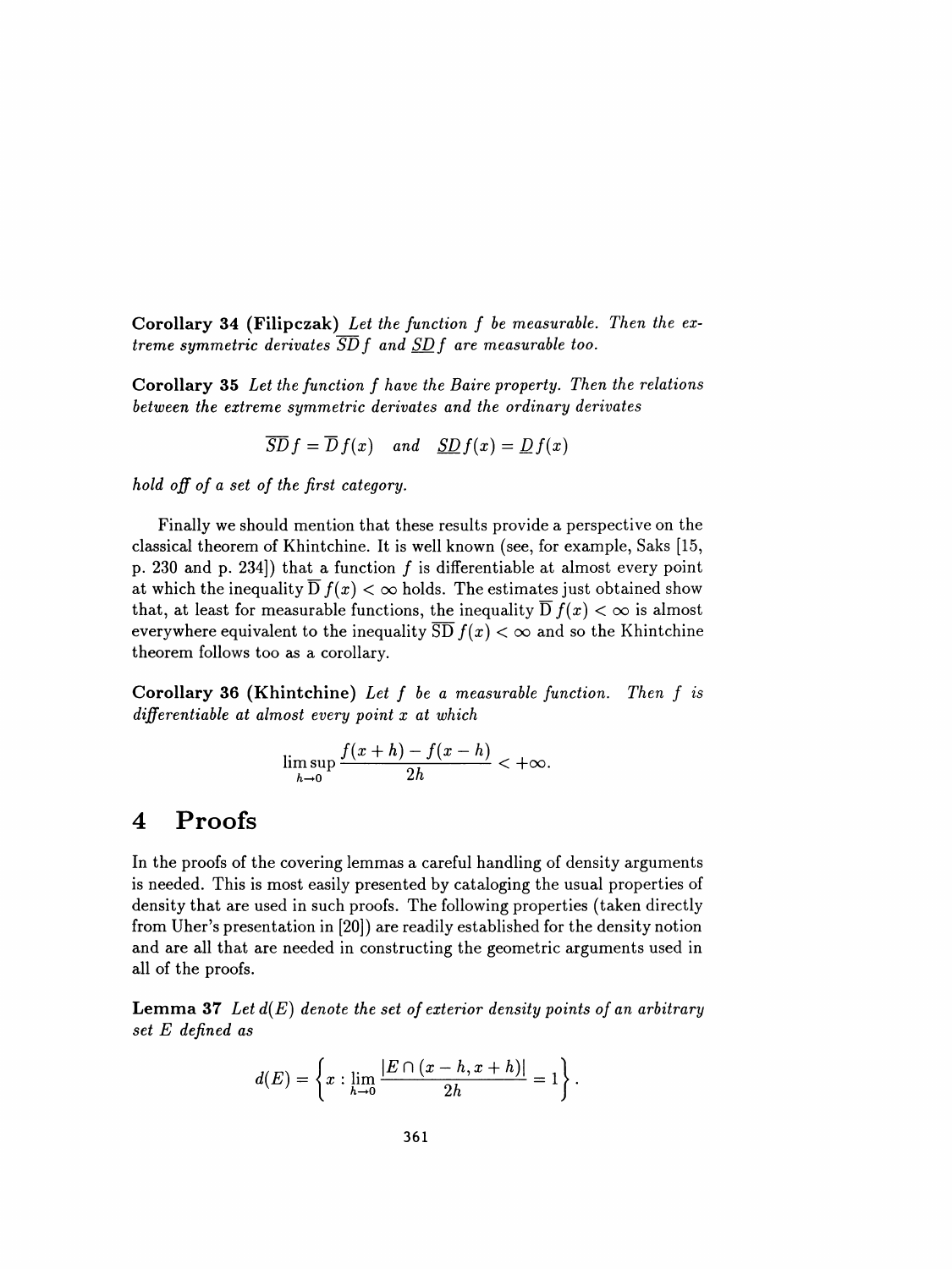**Corollary 34 (Filipczak)** *Let the function $f$ be measurable. Then the extreme symmetric derivates $\overline{SD}f$ and $\underline{SD}f$ are measurable too.*

**Corollary 35** *Let the function $f$ have the Baire property. Then the relations between the extreme symmetric derivates and the ordinary derivates*

$$\overline{SD}f = \overline{D}f(x) \quad \textit{and} \quad \underline{SD}f(x) = \underline{D}f(x)$$

*hold off of a set of the first category.*

Finally we should mention that these results provide a perspective on the classical theorem of Khintchine. It is well known (see, for example, Saks [15, p. 230 and p. 234]) that a function $f$ is differentiable at almost every point at which the inequality $\overline{D}\,f(x) < \infty$ holds. The estimates just obtained show that, at least for measurable functions, the inequality $\overline{D}\,f(x) < \infty$ is almost everywhere equivalent to the inequality $\overline{SD}\,f(x) < \infty$ and so the Khintchine theorem follows too as a corollary.

**Corollary 36 (Khintchine)** *Let $f$ be a measurable function. Then $f$ is differentiable at almost every point $x$ at which*

$$\limsup_{h \to 0} \frac{f(x+h) - f(x-h)}{2h} < +\infty.$$

# 4 Proofs

In the proofs of the covering lemmas a careful handling of density arguments is needed. This is most easily presented by cataloging the usual properties of density that are used in such proofs. The following properties (taken directly from Uher's presentation in [20]) are readily established for the density notion and are all that are needed in constructing the geometric arguments used in all of the proofs.

**Lemma 37** *Let $d(E)$ denote the set of exterior density points of an arbitrary set $E$ defined as*

$$d(E) = \left\{ x : \lim_{h \to 0} \frac{|E \cap (x-h, x+h)|}{2h} = 1 \right\}.$$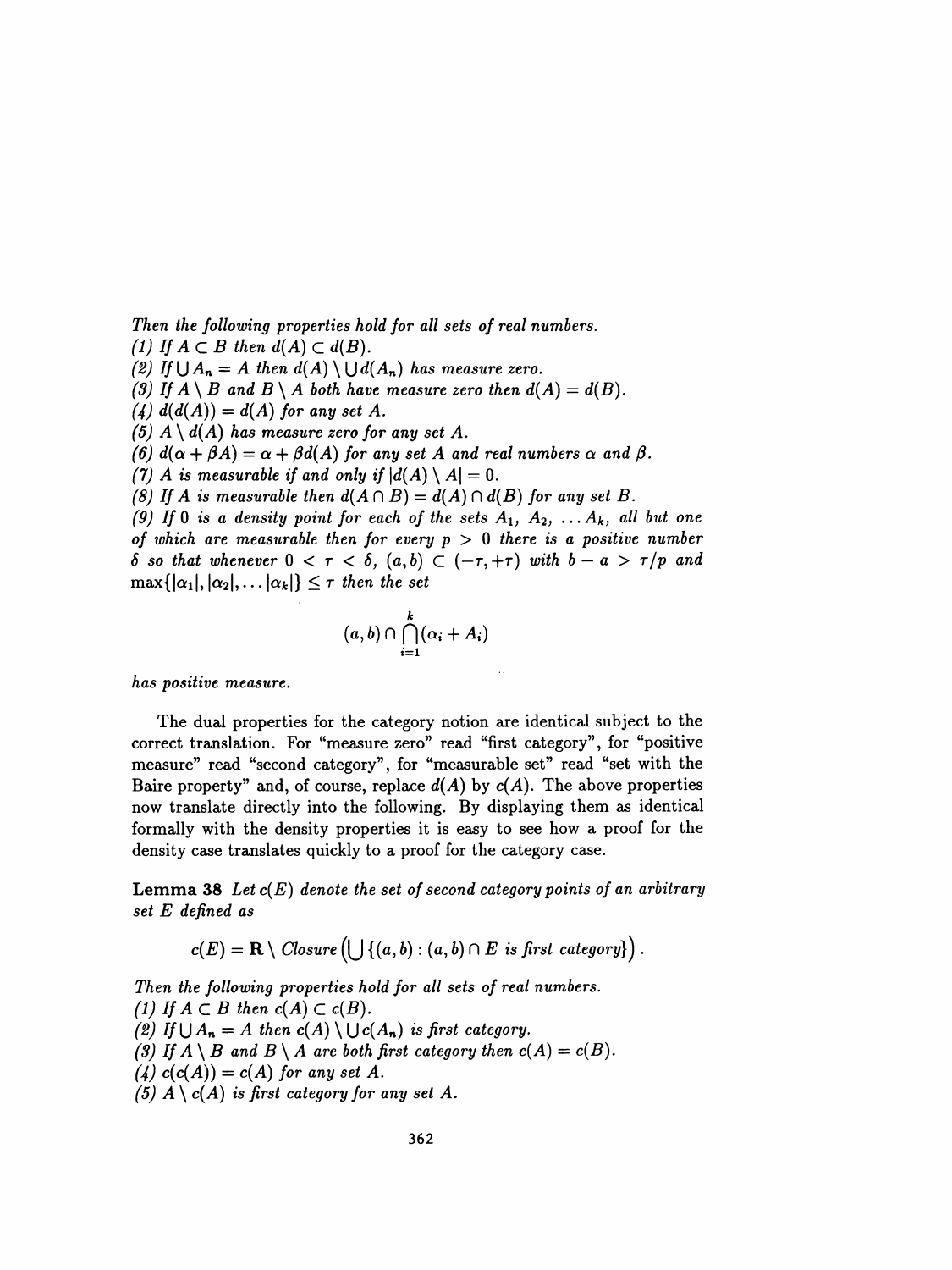*Then the following properties hold for all sets of real numbers.*

*(1) If $A \subset B$ then $d(A) \subset d(B)$.*

*(2) If $\bigcup A_n = A$ then $d(A) \setminus \bigcup d(A_n)$ has measure zero.*

*(3) If $A \setminus B$ and $B \setminus A$ both have measure zero then $d(A) = d(B)$.*

*(4) $d(d(A)) = d(A)$ for any set $A$.*

*(5) $A \setminus d(A)$ has measure zero for any set $A$.*

*(6) $d(\alpha + \beta A) = \alpha + \beta d(A)$ for any set $A$ and real numbers $\alpha$ and $\beta$.*

*(7) $A$ is measurable if and only if $|d(A) \setminus A| = 0$.*

*(8) If $A$ is measurable then $d(A \cap B) = d(A) \cap d(B)$ for any set $B$.*

*(9) If 0 is a density point for each of the sets $A_1, A_2, \ldots A_k$, all but one of which are measurable then for every $p > 0$ there is a positive number $\delta$ so that whenever $0 < \tau < \delta$, $(a,b) \subset (-\tau, +\tau)$ with $b - a > \tau/p$ and $\max\{|\alpha_1|, |\alpha_2|, \ldots |\alpha_k|\} \leq \tau$ then the set*

$$(a,b) \cap \bigcap_{i=1}^{k} (\alpha_i + A_i)$$

*has positive measure.*

The dual properties for the category notion are identical subject to the correct translation. For "measure zero" read "first category", for "positive measure" read "second category", for "measurable set" read "set with the Baire property" and, of course, replace $d(A)$ by $c(A)$. The above properties now translate directly into the following. By displaying them as identical formally with the density properties it is easy to see how a proof for the density case translates quickly to a proof for the category case.

**Lemma 38** *Let $c(E)$ denote the set of second category points of an arbitrary set $E$ defined as*

$$c(E) = \mathbf{R} \setminus \mathit{Closure}\left(\bigcup \{(a,b) : (a,b) \cap E \text{ is first category}\}\right).$$

*Then the following properties hold for all sets of real numbers.*

*(1) If $A \subset B$ then $c(A) \subset c(B)$.*

*(2) If $\bigcup A_n = A$ then $c(A) \setminus \bigcup c(A_n)$ is first category.*

*(3) If $A \setminus B$ and $B \setminus A$ are both first category then $c(A) = c(B)$.*

*(4) $c(c(A)) = c(A)$ for any set $A$.*

*(5) $A \setminus c(A)$ is first category for any set $A$.*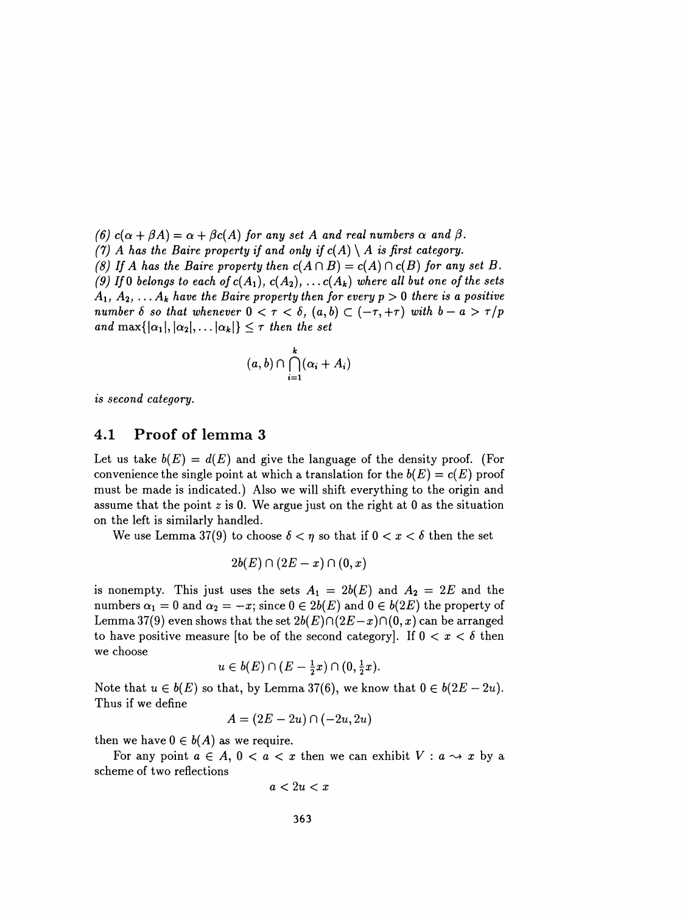*(6) $c(\alpha + \beta A) = \alpha + \beta c(A)$ for any set $A$ and real numbers $\alpha$ and $\beta$.*
*(7) $A$ has the Baire property if and only if $c(A) \setminus A$ is first category.*
*(8) If $A$ has the Baire property then $c(A \cap B) = c(A) \cap c(B)$ for any set $B$.*
*(9) If 0 belongs to each of $c(A_1)$, $c(A_2)$, $\dots c(A_k)$ where all but one of the sets $A_1$, $A_2$, $\dots A_k$ have the Baire property then for every $p > 0$ there is a positive number $\delta$ so that whenever $0 < \tau < \delta$, $(a, b) \subset (-\tau, +\tau)$ with $b - a > \tau/p$ and $\max\{|\alpha_1|, |\alpha_2|, \dots |\alpha_k|\} \leq \tau$ then the set*

$$(a, b) \cap \bigcap_{i=1}^{k} (\alpha_i + A_i)$$

*is second category.*

## 4.1 Proof of lemma 3

Let us take $b(E) = d(E)$ and give the language of the density proof. (For convenience the single point at which a translation for the $b(E) = c(E)$ proof must be made is indicated.) Also we will shift everything to the origin and assume that the point $z$ is 0. We argue just on the right at 0 as the situation on the left is similarly handled.

We use Lemma 37(9) to choose $\delta < \eta$ so that if $0 < x < \delta$ then the set

$$2b(E) \cap (2E - x) \cap (0, x)$$

is nonempty. This just uses the sets $A_1 = 2b(E)$ and $A_2 = 2E$ and the numbers $\alpha_1 = 0$ and $\alpha_2 = -x$; since $0 \in 2b(E)$ and $0 \in b(2E)$ the property of Lemma 37(9) even shows that the set $2b(E) \cap (2E - x) \cap (0, x)$ can be arranged to have positive measure [to be of the second category]. If $0 < x < \delta$ then we choose

$$u \in b(E) \cap (E - \tfrac{1}{2}x) \cap (0, \tfrac{1}{2}x).$$

Note that $u \in b(E)$ so that, by Lemma 37(6), we know that $0 \in b(2E - 2u)$. Thus if we define

$$A = (2E - 2u) \cap (-2u, 2u)$$

then we have $0 \in b(A)$ as we require.

For any point $a \in A$, $0 < a < x$ then we can exhibit $V : a \rightsquigarrow x$ by a scheme of two reflections

$$a < 2u < x$$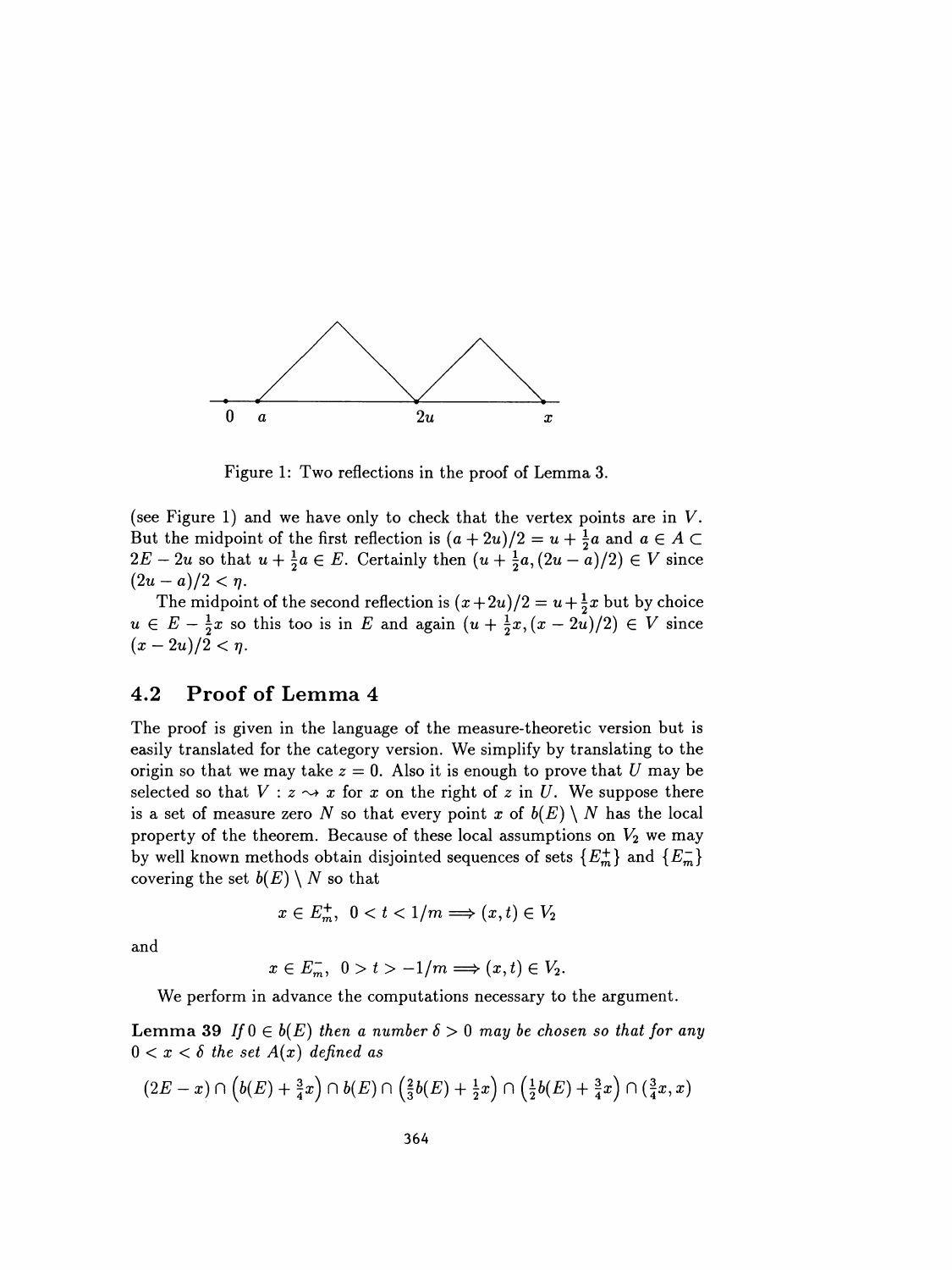Figure 1: Two reflections in the proof of Lemma 3.

(see Figure 1) and we have only to check that the vertex points are in $V$. But the midpoint of the first reflection is $(a+2u)/2 = u + \frac{1}{2}a$ and $a \in A \subset 2E - 2u$ so that $u + \frac{1}{2}a \in E$. Certainly then $(u + \frac{1}{2}a, (2u-a)/2) \in V$ since $(2u-a)/2 < \eta$.

The midpoint of the second reflection is $(x+2u)/2 = u + \frac{1}{2}x$ but by choice $u \in E - \frac{1}{2}x$ so this too is in $E$ and again $(u + \frac{1}{2}x, (x-2u)/2) \in V$ since $(x-2u)/2 < \eta$.

## 4.2 Proof of Lemma 4

The proof is given in the language of the measure-theoretic version but is easily translated for the category version. We simplify by translating to the origin so that we may take $z = 0$. Also it is enough to prove that $U$ may be selected so that $V : z \rightsquigarrow x$ for $x$ on the right of $z$ in $U$. We suppose there is a set of measure zero $N$ so that every point $x$ of $b(E) \setminus N$ has the local property of the theorem. Because of these local assumptions on $V_2$ we may by well known methods obtain disjointed sequences of sets $\{E_m^+\}$ and $\{E_m^-\}$ covering the set $b(E) \setminus N$ so that

$$x \in E_m^+,\ 0 < t < 1/m \Longrightarrow (x,t) \in V_2$$

and

$$x \in E_m^-,\ 0 > t > -1/m \Longrightarrow (x,t) \in V_2.$$

We perform in advance the computations necessary to the argument.

**Lemma 39** *If $0 \in b(E)$ then a number $\delta > 0$ may be chosen so that for any $0 < x < \delta$ the set $A(x)$ defined as*

$$(2E - x) \cap \left(b(E) + \tfrac{3}{4}x\right) \cap b(E) \cap \left(\tfrac{2}{3}b(E) + \tfrac{1}{2}x\right) \cap \left(\tfrac{1}{2}b(E) + \tfrac{3}{4}x\right) \cap \left(\tfrac{3}{4}x, x\right)$$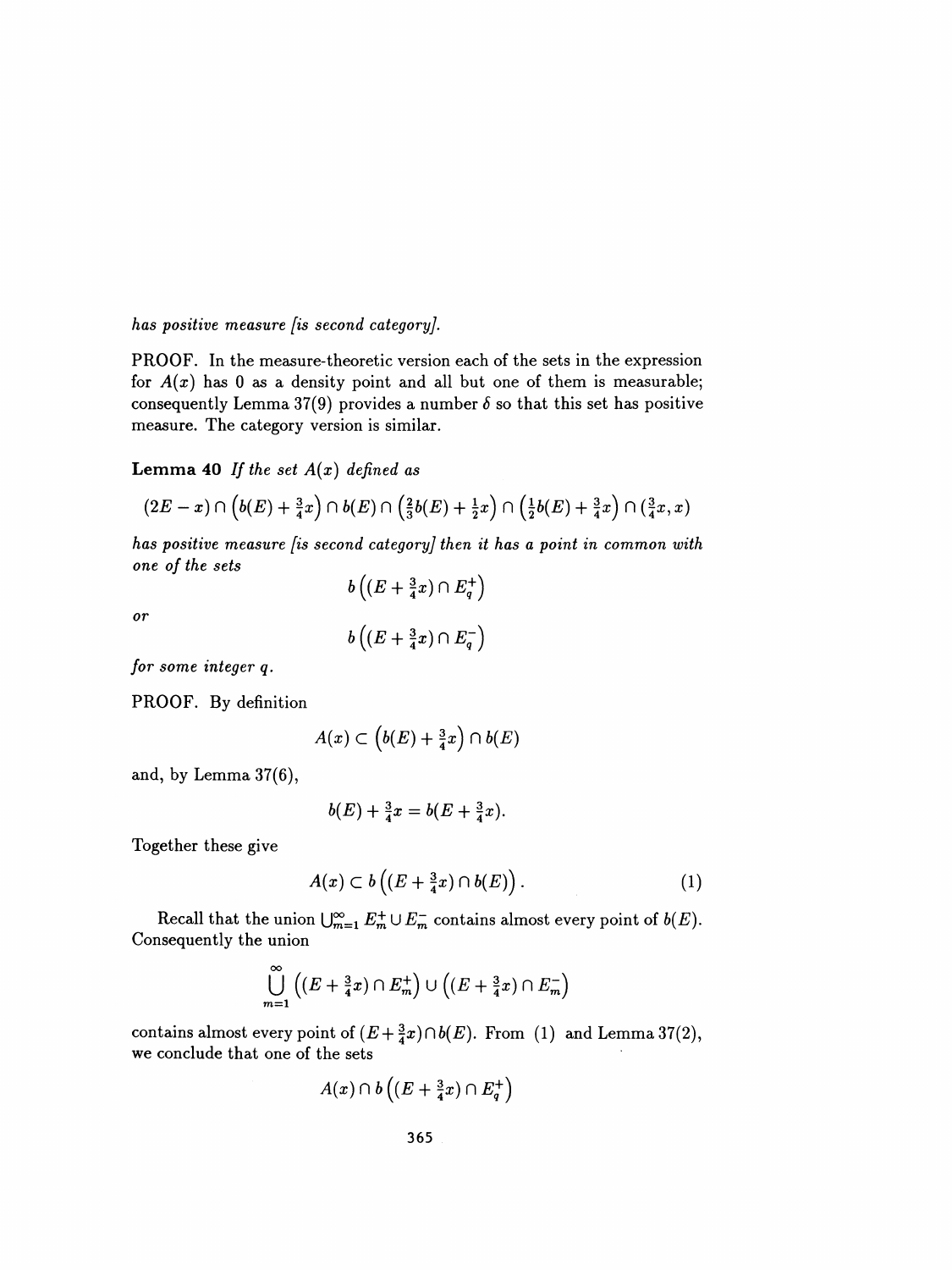*has positive measure [is second category].*

PROOF. In the measure-theoretic version each of the sets in the expression for $A(x)$ has 0 as a density point and all but one of them is measurable; consequently Lemma 37(9) provides a number $\delta$ so that this set has positive measure. The category version is similar.

**Lemma 40** *If the set $A(x)$ defined as*

$$(2E - x) \cap \left(b(E) + \tfrac{3}{4}x\right) \cap b(E) \cap \left(\tfrac{2}{3}b(E) + \tfrac{1}{2}x\right) \cap \left(\tfrac{1}{2}b(E) + \tfrac{3}{4}x\right) \cap \left(\tfrac{3}{4}x, x\right)$$

*has positive measure [is second category] then it has a point in common with one of the sets*

$$b\left((E + \tfrac{3}{4}x) \cap E_q^+\right)$$

*or*

$$b\left((E + \tfrac{3}{4}x) \cap E_q^-\right)$$

*for some integer $q$.*

PROOF. By definition

$$A(x) \subset \left(b(E) + \tfrac{3}{4}x\right) \cap b(E)$$

and, by Lemma 37(6),

$$b(E) + \tfrac{3}{4}x = b(E + \tfrac{3}{4}x).$$

Together these give

$$A(x) \subset b\left((E + \tfrac{3}{4}x) \cap b(E)\right). \tag{1}$$

Recall that the union $\bigcup_{m=1}^{\infty} E_m^+ \cup E_m^-$ contains almost every point of $b(E)$. Consequently the union

$$\bigcup_{m=1}^{\infty} \left((E + \tfrac{3}{4}x) \cap E_m^+\right) \cup \left((E + \tfrac{3}{4}x) \cap E_m^-\right)$$

contains almost every point of $(E + \frac{3}{4}x) \cap b(E)$. From (1) and Lemma 37(2), we conclude that one of the sets

$$A(x) \cap b\left((E + \tfrac{3}{4}x) \cap E_q^+\right)$$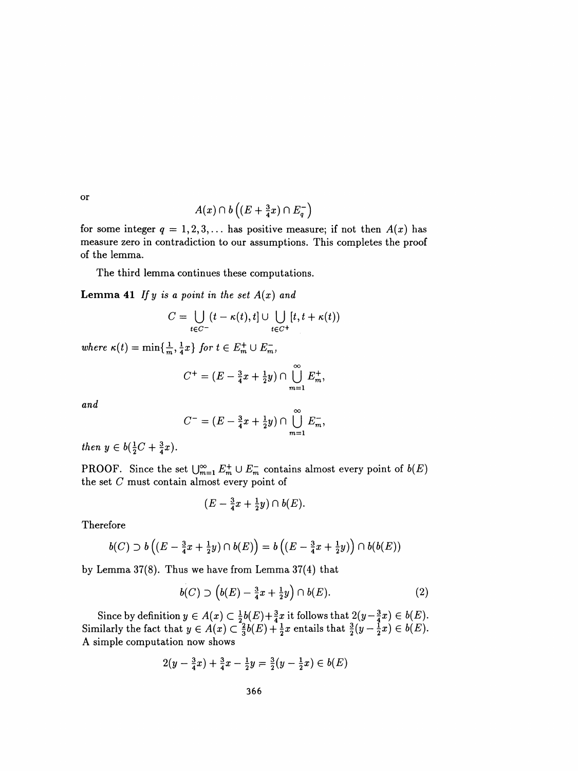or

$$A(x) \cap b\left((E + \tfrac{3}{4}x) \cap E_q^-\right)$$

for some integer $q = 1, 2, 3, \ldots$ has positive measure; if not then $A(x)$ has measure zero in contradiction to our assumptions. This completes the proof of the lemma.

The third lemma continues these computations.

**Lemma 41** *If $y$ is a point in the set $A(x)$ and*

$$C = \bigcup_{t \in C^-} (t - \kappa(t), t] \cup \bigcup_{t \in C^+} [t, t + \kappa(t))$$

*where $\kappa(t) = \min\{\frac{1}{m}, \frac{1}{4}x\}$ for $t \in E_m^+ \cup E_m^-$,*

$$C^+ = (E - \tfrac{3}{4}x + \tfrac{1}{2}y) \cap \bigcup_{m=1}^{\infty} E_m^+,$$

*and*

$$C^- = (E - \tfrac{3}{4}x + \tfrac{1}{2}y) \cap \bigcup_{m=1}^{\infty} E_m^-,$$

*then $y \in b(\frac{1}{2}C + \frac{3}{4}x)$.*

PROOF. Since the set $\bigcup_{m=1}^{\infty} E_m^+ \cup E_m^-$ contains almost every point of $b(E)$ the set $C$ must contain almost every point of

$$(E - \tfrac{3}{4}x + \tfrac{1}{2}y) \cap b(E).$$

Therefore

$$b(C) \supset b\left((E - \tfrac{3}{4}x + \tfrac{1}{2}y) \cap b(E)\right) = b\left((E - \tfrac{3}{4}x + \tfrac{1}{2}y)\right) \cap b(b(E))$$

by Lemma 37(8). Thus we have from Lemma 37(4) that

$$b(C) \supset \left(b(E) - \tfrac{3}{4}x + \tfrac{1}{2}y\right) \cap b(E). \tag{2}$$

Since by definition $y \in A(x) \subset \frac{1}{2}b(E) + \frac{3}{4}x$ it follows that $2(y - \frac{3}{4}x) \in b(E)$. Similarly the fact that $y \in A(x) \subset \frac{2}{3}b(E) + \frac{1}{2}x$ entails that $\frac{3}{2}(y - \frac{1}{2}x) \in b(E)$. A simple computation now shows

$$2(y - \tfrac{3}{4}x) + \tfrac{3}{4}x - \tfrac{1}{2}y = \tfrac{3}{2}(y - \tfrac{1}{2}x) \in b(E)$$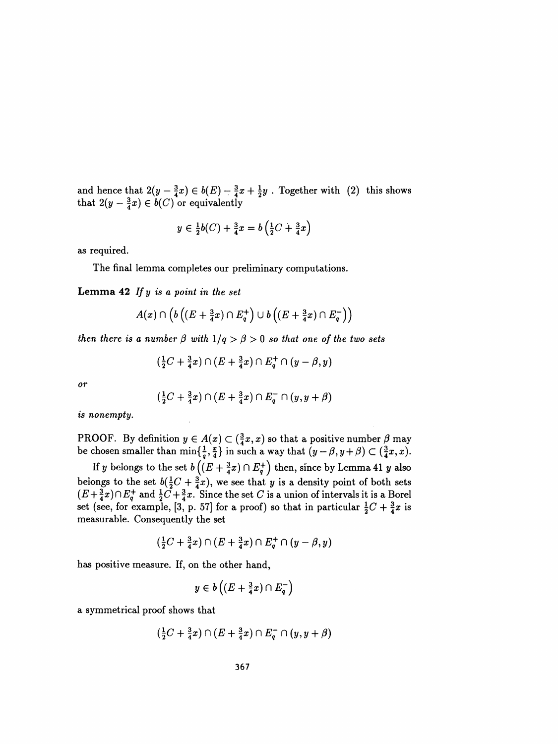and hence that $2(y - \frac{3}{4}x) \in b(E) - \frac{3}{4}x + \frac{1}{2}y$ . Together with (2) this shows that $2(y - \frac{3}{4}x) \in b(C)$ or equivalently

$$y \in \tfrac{1}{2}b(C) + \tfrac{3}{4}x = b\left(\tfrac{1}{2}C + \tfrac{3}{4}x\right)$$

as required.

The final lemma completes our preliminary computations.

**Lemma 42** *If $y$ is a point in the set*

$$A(x) \cap \left(b\left((E + \tfrac{3}{4}x) \cap E_q^+\right) \cup b\left((E + \tfrac{3}{4}x) \cap E_q^-\right)\right)$$

*then there is a number $\beta$ with $1/q > \beta > 0$ so that one of the two sets*

$$(\tfrac{1}{2}C + \tfrac{3}{4}x) \cap (E + \tfrac{3}{4}x) \cap E_q^+ \cap (y - \beta, y)$$

*or*

$$(\tfrac{1}{2}C + \tfrac{3}{4}x) \cap (E + \tfrac{3}{4}x) \cap E_q^- \cap (y, y + \beta)$$

*is nonempty.*

PROOF. By definition $y \in A(x) \subset (\frac{3}{4}x, x)$ so that a positive number $\beta$ may be chosen smaller than $\min\{\frac{1}{q}, \frac{x}{4}\}$ in such a way that $(y - \beta, y + \beta) \subset (\frac{3}{4}x, x)$.

If $y$ belongs to the set $b\left((E + \frac{3}{4}x) \cap E_q^+\right)$ then, since by Lemma 41 $y$ also belongs to the set $b(\frac{1}{2}C + \frac{3}{4}x)$, we see that $y$ is a density point of both sets $(E + \frac{3}{4}x) \cap E_q^+$ and $\frac{1}{2}C + \frac{3}{4}x$. Since the set $C$ is a union of intervals it is a Borel set (see, for example, [3, p. 57] for a proof) so that in particular $\frac{1}{2}C + \frac{3}{4}x$ is measurable. Consequently the set

$$(\tfrac{1}{2}C + \tfrac{3}{4}x) \cap (E + \tfrac{3}{4}x) \cap E_q^+ \cap (y - \beta, y)$$

has positive measure. If, on the other hand,

$$y \in b\left((E + \tfrac{3}{4}x) \cap E_q^-\right)$$

a symmetrical proof shows that

$$(\tfrac{1}{2}C + \tfrac{3}{4}x) \cap (E + \tfrac{3}{4}x) \cap E_q^- \cap (y, y + \beta)$$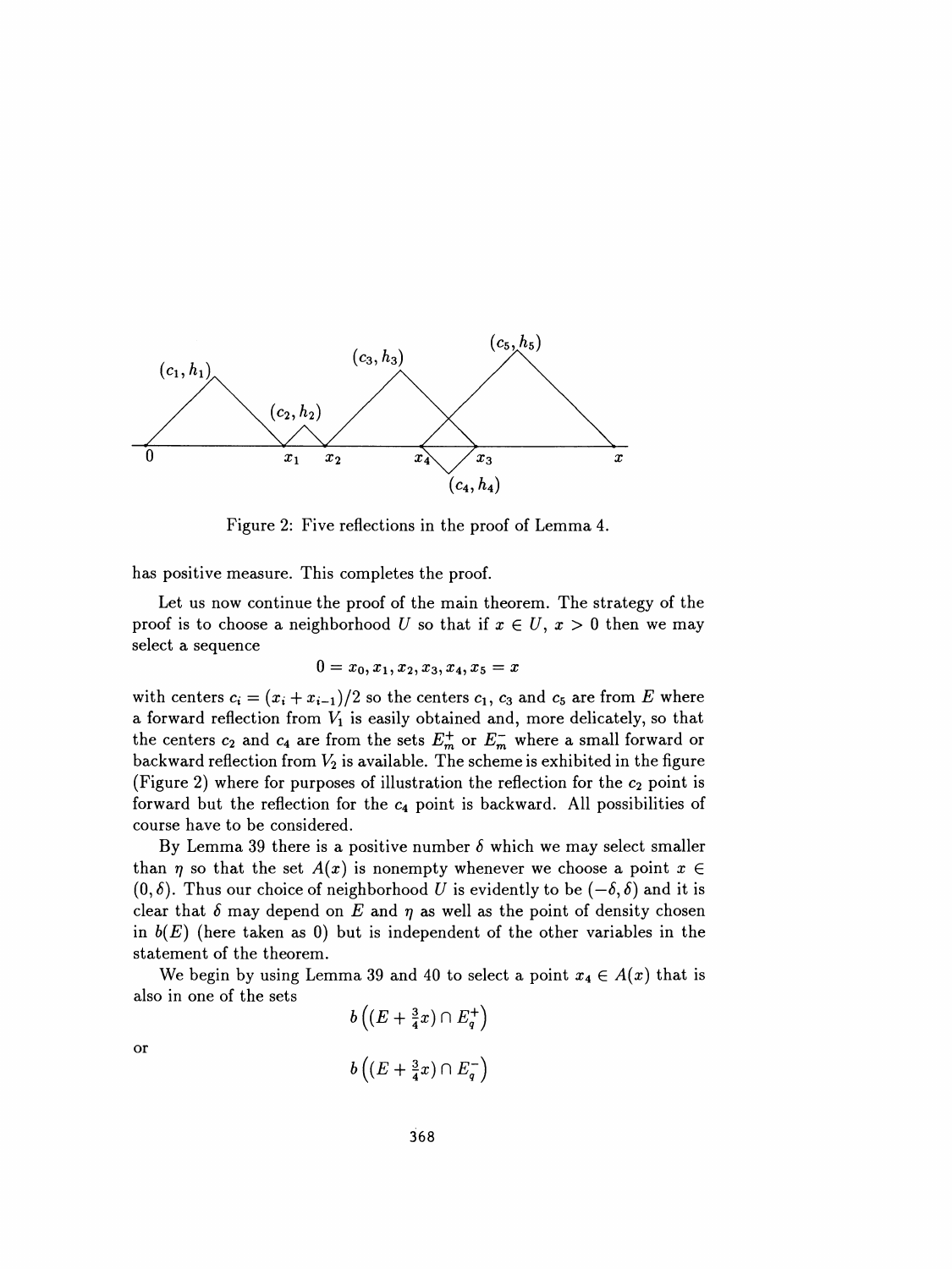Figure 2: Five reflections in the proof of Lemma 4.

has positive measure. This completes the proof.

Let us now continue the proof of the main theorem. The strategy of the proof is to choose a neighborhood $U$ so that if $x \in U$, $x > 0$ then we may select a sequence

$$0 = x_0, x_1, x_2, x_3, x_4, x_5 = x$$

with centers $c_i = (x_i + x_{i-1})/2$ so the centers $c_1$, $c_3$ and $c_5$ are from $E$ where a forward reflection from $V_1$ is easily obtained and, more delicately, so that the centers $c_2$ and $c_4$ are from the sets $E_m^+$ or $E_m^-$ where a small forward or backward reflection from $V_2$ is available. The scheme is exhibited in the figure (Figure 2) where for purposes of illustration the reflection for the $c_2$ point is forward but the reflection for the $c_4$ point is backward. All possibilities of course have to be considered.

By Lemma 39 there is a positive number $\delta$ which we may select smaller than $\eta$ so that the set $A(x)$ is nonempty whenever we choose a point $x \in (0, \delta)$. Thus our choice of neighborhood $U$ is evidently to be $(-\delta, \delta)$ and it is clear that $\delta$ may depend on $E$ and $\eta$ as well as the point of density chosen in $b(E)$ (here taken as 0) but is independent of the other variables in the statement of the theorem.

We begin by using Lemma 39 and 40 to select a point $x_4 \in A(x)$ that is also in one of the sets

$$b\left((E + \tfrac{3}{4}x) \cap E_q^+\right)$$

or

$$b\left((E + \tfrac{3}{4}x) \cap E_q^-\right)$$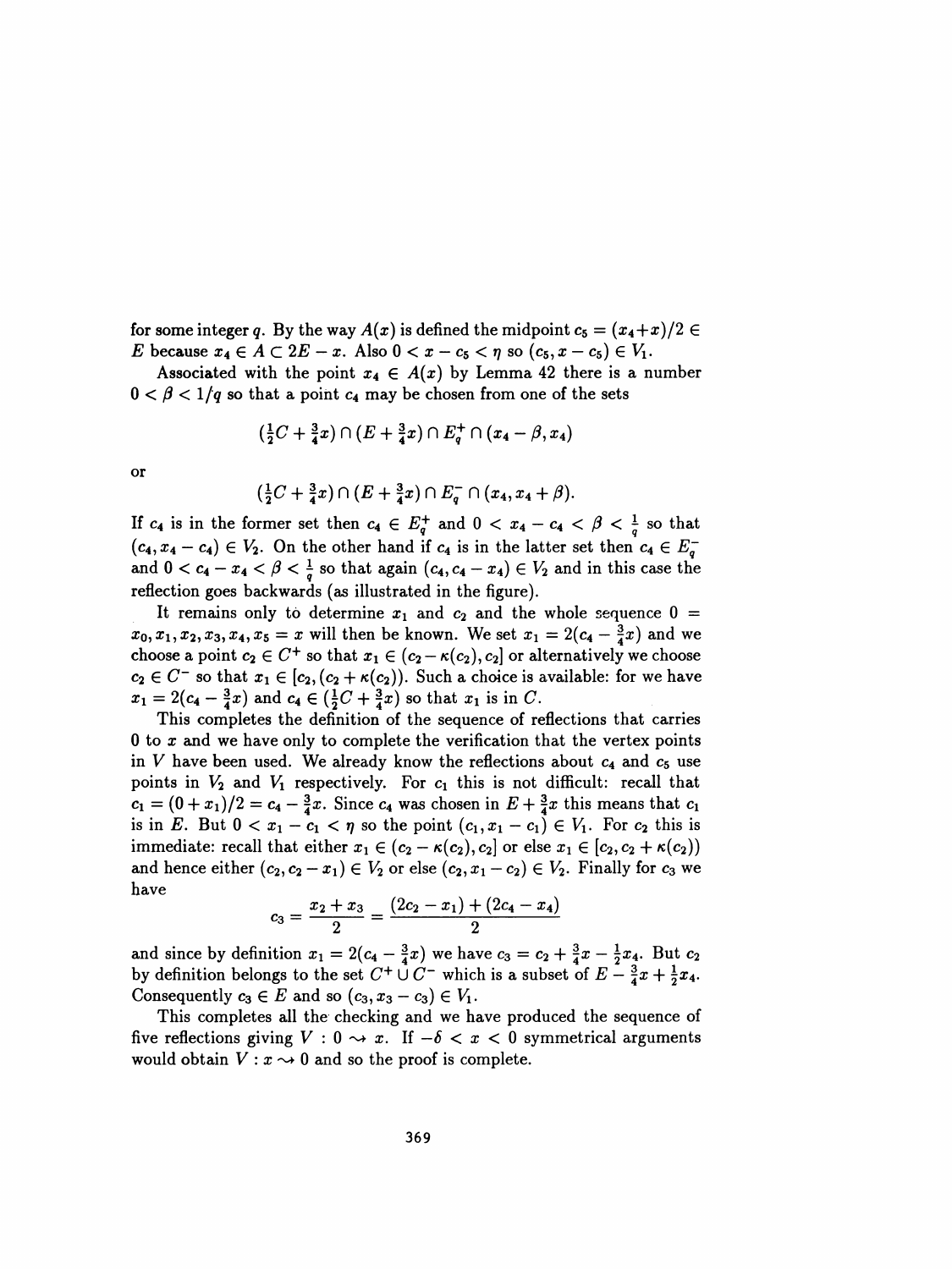for some integer $q$. By the way $A(x)$ is defined the midpoint $c_5 = (x_4+x)/2 \in E$ because $x_4 \in A \subset 2E - x$. Also $0 < x - c_5 < \eta$ so $(c_5, x - c_5) \in V_1$.

Associated with the point $x_4 \in A(x)$ by Lemma 42 there is a number $0 < \beta < 1/q$ so that a point $c_4$ may be chosen from one of the sets

$$(\tfrac{1}{2}C + \tfrac{3}{4}x) \cap (E + \tfrac{3}{4}x) \cap E_q^+ \cap (x_4 - \beta, x_4)$$

or

$$(\tfrac{1}{2}C + \tfrac{3}{4}x) \cap (E + \tfrac{3}{4}x) \cap E_q^- \cap (x_4, x_4 + \beta).$$

If $c_4$ is in the former set then $c_4 \in E_q^+$ and $0 < x_4 - c_4 < \beta < \frac{1}{q}$ so that $(c_4, x_4 - c_4) \in V_2$. On the other hand if $c_4$ is in the latter set then $c_4 \in E_q^-$ and $0 < c_4 - x_4 < \beta < \frac{1}{q}$ so that again $(c_4, c_4 - x_4) \in V_2$ and in this case the reflection goes backwards (as illustrated in the figure).

It remains only to determine $x_1$ and $c_2$ and the whole sequence $0 = x_0, x_1, x_2, x_3, x_4, x_5 = x$ will then be known. We set $x_1 = 2(c_4 - \frac{3}{4}x)$ and we choose a point $c_2 \in C^+$ so that $x_1 \in (c_2 - \kappa(c_2), c_2]$ or alternatively we choose $c_2 \in C^-$ so that $x_1 \in [c_2, (c_2 + \kappa(c_2))$. Such a choice is available: for we have $x_1 = 2(c_4 - \frac{3}{4}x)$ and $c_4 \in (\frac{1}{2}C + \frac{3}{4}x)$ so that $x_1$ is in $C$.

This completes the definition of the sequence of reflections that carries $0$ to $x$ and we have only to complete the verification that the vertex points in $V$ have been used. We already know the reflections about $c_4$ and $c_5$ use points in $V_2$ and $V_1$ respectively. For $c_1$ this is not difficult: recall that $c_1 = (0 + x_1)/2 = c_4 - \frac{3}{4}x$. Since $c_4$ was chosen in $E + \frac{3}{4}x$ this means that $c_1$ is in $E$. But $0 < x_1 - c_1 < \eta$ so the point $(c_1, x_1 - c_1) \in V_1$. For $c_2$ this is immediate: recall that either $x_1 \in (c_2 - \kappa(c_2), c_2]$ or else $x_1 \in [c_2, c_2 + \kappa(c_2))$ and hence either $(c_2, c_2 - x_1) \in V_2$ or else $(c_2, x_1 - c_2) \in V_2$. Finally for $c_3$ we have

$$c_3 = \frac{x_2 + x_3}{2} = \frac{(2c_2 - x_1) + (2c_4 - x_4)}{2}$$

and since by definition $x_1 = 2(c_4 - \frac{3}{4}x)$ we have $c_3 = c_2 + \frac{3}{4}x - \frac{1}{2}x_4$. But $c_2$ by definition belongs to the set $C^+ \cup C^-$ which is a subset of $E - \frac{3}{4}x + \frac{1}{2}x_4$. Consequently $c_3 \in E$ and so $(c_3, x_3 - c_3) \in V_1$.

This completes all the checking and we have produced the sequence of five reflections giving $V : 0 \rightsquigarrow x$. If $-\delta < x < 0$ symmetrical arguments would obtain $V : x \rightsquigarrow 0$ and so the proof is complete.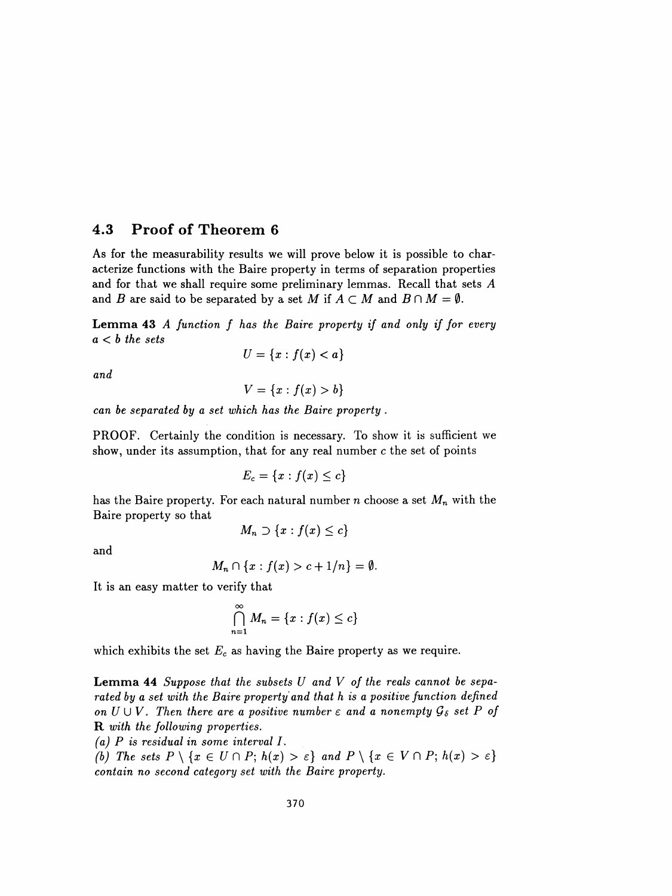## 4.3 Proof of Theorem 6

As for the measurability results we will prove below it is possible to characterize functions with the Baire property in terms of separation properties and for that we shall require some preliminary lemmas. Recall that sets $A$ and $B$ are said to be separated by a set $M$ if $A \subset M$ and $B \cap M = \emptyset$.

**Lemma 43** *A function $f$ has the Baire property if and only if for every $a < b$ the sets*

$$U = \{x : f(x) < a\}$$

*and*

$$V = \{x : f(x) > b\}$$

*can be separated by a set which has the Baire property .*

PROOF. Certainly the condition is necessary. To show it is sufficient we show, under its assumption, that for any real number $c$ the set of points

$$E_c = \{x : f(x) \leq c\}$$

has the Baire property. For each natural number $n$ choose a set $M_n$ with the Baire property so that

$$M_n \supset \{x : f(x) \leq c\}$$

and

$$M_n \cap \{x : f(x) > c + 1/n\} = \emptyset.$$

It is an easy matter to verify that

$$\bigcap_{n=1}^{\infty} M_n = \{x : f(x) \leq c\}$$

which exhibits the set $E_c$ as having the Baire property as we require.

**Lemma 44** *Suppose that the subsets $U$ and $V$ of the reals cannot be separated by a set with the Baire property and that $h$ is a positive function defined on $U \cup V$. Then there are a positive number $\varepsilon$ and a nonempty $\mathcal{G}_\delta$ set $P$ of* **R** *with the following properties.*
*(a) $P$ is residual in some interval $I$.*
*(b) The sets $P \setminus \{x \in U \cap P;\, h(x) > \varepsilon\}$ and $P \setminus \{x \in V \cap P;\, h(x) > \varepsilon\}$ contain no second category set with the Baire property.*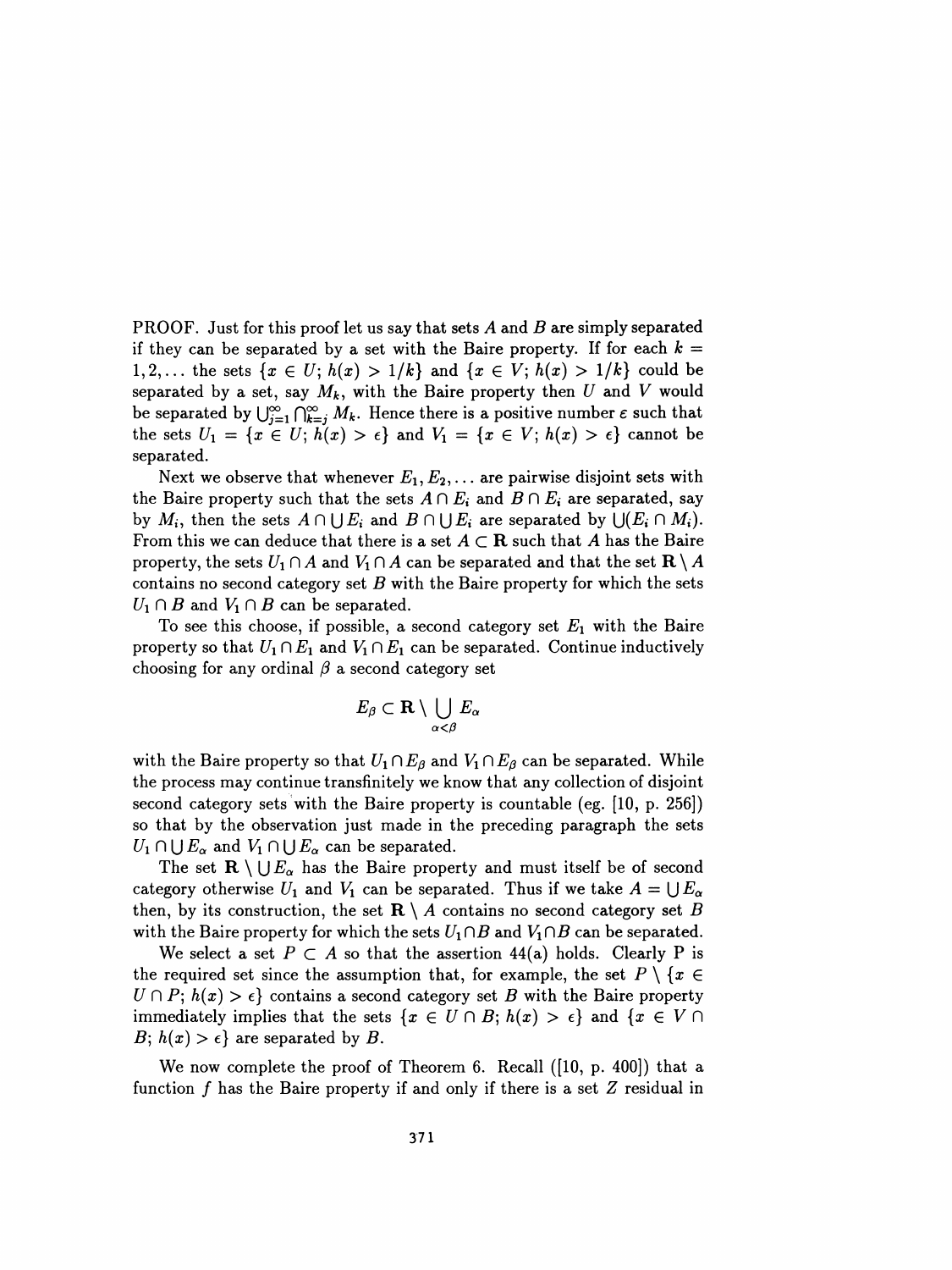PROOF. Just for this proof let us say that sets $A$ and $B$ are simply separated if they can be separated by a set with the Baire property. If for each $k = 1, 2, \ldots$ the sets $\{x \in U;\, h(x) > 1/k\}$ and $\{x \in V;\, h(x) > 1/k\}$ could be separated by a set, say $M_k$, with the Baire property then $U$ and $V$ would be separated by $\bigcup_{j=1}^{\infty} \bigcap_{k=j}^{\infty} M_k$. Hence there is a positive number $\varepsilon$ such that the sets $U_1 = \{x \in U;\, h(x) > \epsilon\}$ and $V_1 = \{x \in V;\, h(x) > \epsilon\}$ cannot be separated.

Next we observe that whenever $E_1, E_2, \ldots$ are pairwise disjoint sets with the Baire property such that the sets $A \cap E_i$ and $B \cap E_i$ are separated, say by $M_i$, then the sets $A \cap \bigcup E_i$ and $B \cap \bigcup E_i$ are separated by $\bigcup (E_i \cap M_i)$. From this we can deduce that there is a set $A \subset \mathbf{R}$ such that $A$ has the Baire property, the sets $U_1 \cap A$ and $V_1 \cap A$ can be separated and that the set $\mathbf{R} \setminus A$ contains no second category set $B$ with the Baire property for which the sets $U_1 \cap B$ and $V_1 \cap B$ can be separated.

To see this choose, if possible, a second category set $E_1$ with the Baire property so that $U_1 \cap E_1$ and $V_1 \cap E_1$ can be separated. Continue inductively choosing for any ordinal $\beta$ a second category set

$$E_\beta \subset \mathbf{R} \setminus \bigcup_{\alpha < \beta} E_\alpha$$

with the Baire property so that $U_1 \cap E_\beta$ and $V_1 \cap E_\beta$ can be separated. While the process may continue transfinitely we know that any collection of disjoint second category sets with the Baire property is countable (eg. [10, p. 256]) so that by the observation just made in the preceding paragraph the sets $U_1 \cap \bigcup E_\alpha$ and $V_1 \cap \bigcup E_\alpha$ can be separated.

The set $\mathbf{R} \setminus \bigcup E_\alpha$ has the Baire property and must itself be of second category otherwise $U_1$ and $V_1$ can be separated. Thus if we take $A = \bigcup E_\alpha$ then, by its construction, the set $\mathbf{R} \setminus A$ contains no second category set $B$ with the Baire property for which the sets $U_1 \cap B$ and $V_1 \cap B$ can be separated.

We select a set $P \subset A$ so that the assertion 44(a) holds. Clearly P is the required set since the assumption that, for example, the set $P \setminus \{x \in U \cap P;\, h(x) > \epsilon\}$ contains a second category set $B$ with the Baire property immediately implies that the sets $\{x \in U \cap B;\, h(x) > \epsilon\}$ and $\{x \in V \cap B;\, h(x) > \epsilon\}$ are separated by $B$.

We now complete the proof of Theorem 6. Recall ([10, p. 400]) that a function $f$ has the Baire property if and only if there is a set $Z$ residual in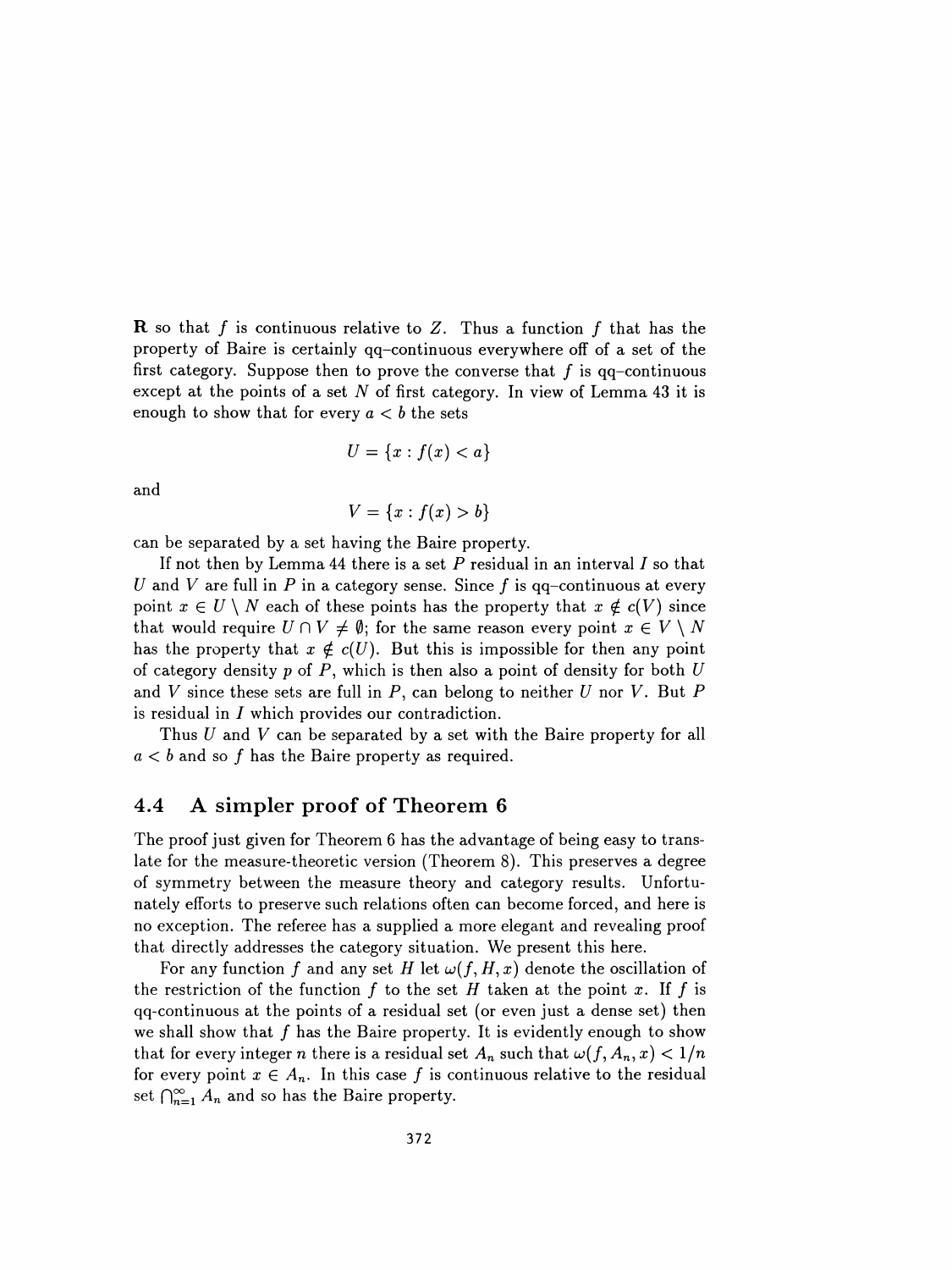**R** so that $f$ is continuous relative to $Z$. Thus a function $f$ that has the property of Baire is certainly qq–continuous everywhere off of a set of the first category. Suppose then to prove the converse that $f$ is qq–continuous except at the points of a set $N$ of first category. In view of Lemma 43 it is enough to show that for every $a < b$ the sets

$$U = \{x : f(x) < a\}$$

and

$$V = \{x : f(x) > b\}$$

can be separated by a set having the Baire property.

If not then by Lemma 44 there is a set $P$ residual in an interval $I$ so that $U$ and $V$ are full in $P$ in a category sense. Since $f$ is qq–continuous at every point $x \in U \setminus N$ each of these points has the property that $x \notin c(V)$ since that would require $U \cap V \neq \emptyset$; for the same reason every point $x \in V \setminus N$ has the property that $x \notin c(U)$. But this is impossible for then any point of category density $p$ of $P$, which is then also a point of density for both $U$ and $V$ since these sets are full in $P$, can belong to neither $U$ nor $V$. But $P$ is residual in $I$ which provides our contradiction.

Thus $U$ and $V$ can be separated by a set with the Baire property for all $a < b$ and so $f$ has the Baire property as required.

## 4.4 A simpler proof of Theorem 6

The proof just given for Theorem 6 has the advantage of being easy to translate for the measure-theoretic version (Theorem 8). This preserves a degree of symmetry between the measure theory and category results. Unfortunately efforts to preserve such relations often can become forced, and here is no exception. The referee has a supplied a more elegant and revealing proof that directly addresses the category situation. We present this here.

For any function $f$ and any set $H$ let $\omega(f, H, x)$ denote the oscillation of the restriction of the function $f$ to the set $H$ taken at the point $x$. If $f$ is qq-continuous at the points of a residual set (or even just a dense set) then we shall show that $f$ has the Baire property. It is evidently enough to show that for every integer $n$ there is a residual set $A_n$ such that $\omega(f, A_n, x) < 1/n$ for every point $x \in A_n$. In this case $f$ is continuous relative to the residual set $\bigcap_{n=1}^{\infty} A_n$ and so has the Baire property.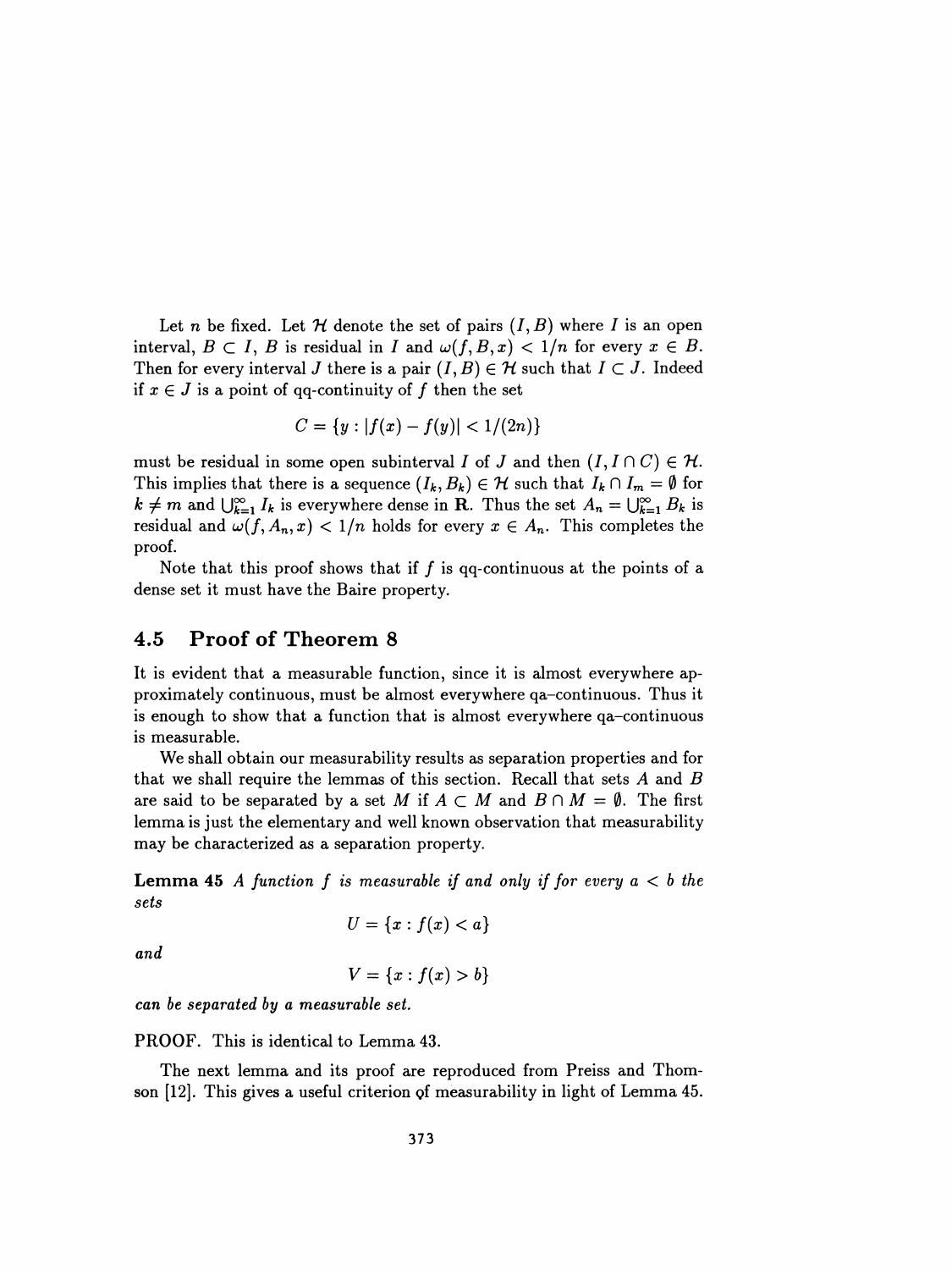Let $n$ be fixed. Let $\mathcal{H}$ denote the set of pairs $(I, B)$ where $I$ is an open interval, $B \subset I$, $B$ is residual in $I$ and $\omega(f, B, x) < 1/n$ for every $x \in B$. Then for every interval $J$ there is a pair $(I, B) \in \mathcal{H}$ such that $I \subset J$. Indeed if $x \in J$ is a point of qq-continuity of $f$ then the set

$$C = \{y : |f(x) - f(y)| < 1/(2n)\}$$

must be residual in some open subinterval $I$ of $J$ and then $(I, I \cap C) \in \mathcal{H}$. This implies that there is a sequence $(I_k, B_k) \in \mathcal{H}$ such that $I_k \cap I_m = \emptyset$ for $k \neq m$ and $\bigcup_{k=1}^{\infty} I_k$ is everywhere dense in $\mathbf{R}$. Thus the set $A_n = \bigcup_{k=1}^{\infty} B_k$ is residual and $\omega(f, A_n, x) < 1/n$ holds for every $x \in A_n$. This completes the proof.

Note that this proof shows that if $f$ is qq-continuous at the points of a dense set it must have the Baire property.

## 4.5 Proof of Theorem 8

It is evident that a measurable function, since it is almost everywhere approximately continuous, must be almost everywhere qa–continuous. Thus it is enough to show that a function that is almost everywhere qa–continuous is measurable.

We shall obtain our measurability results as separation properties and for that we shall require the lemmas of this section. Recall that sets $A$ and $B$ are said to be separated by a set $M$ if $A \subset M$ and $B \cap M = \emptyset$. The first lemma is just the elementary and well known observation that measurability may be characterized as a separation property.

**Lemma 45** *A function $f$ is measurable if and only if for every $a < b$ the sets*

$$U = \{x : f(x) < a\}$$

*and*

$$V = \{x : f(x) > b\}$$

*can be separated by a measurable set.*

PROOF. This is identical to Lemma 43.

The next lemma and its proof are reproduced from Preiss and Thomson [12]. This gives a useful criterion of measurability in light of Lemma 45.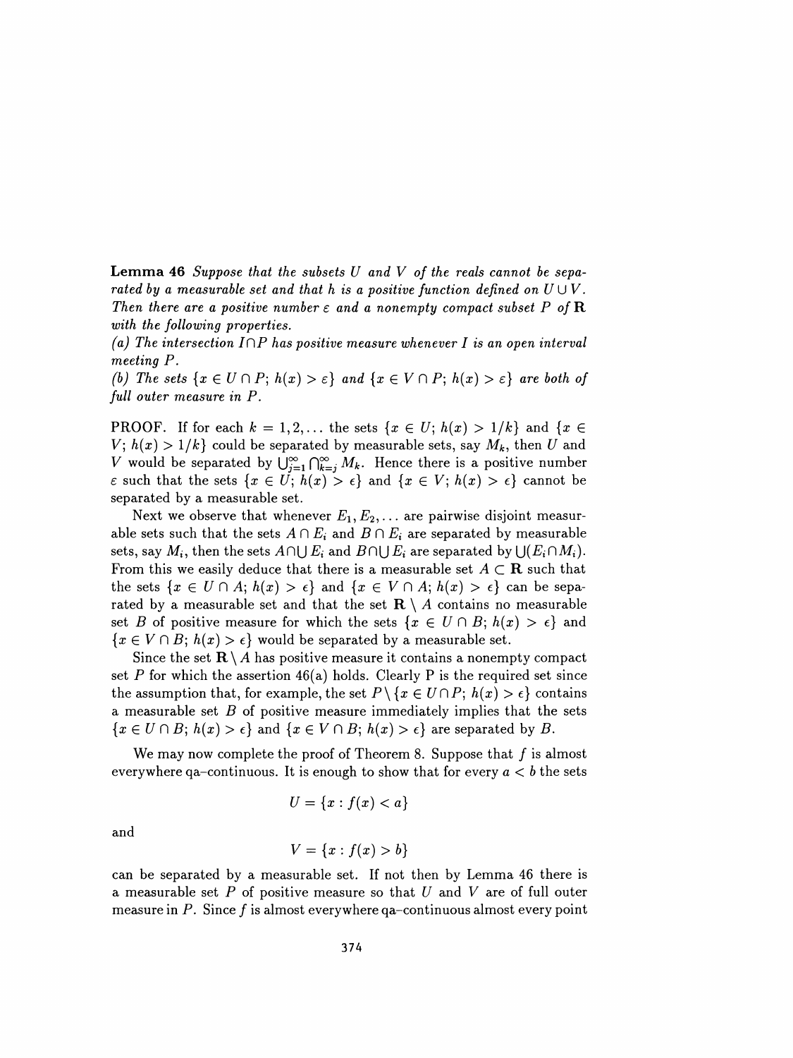**Lemma 46** *Suppose that the subsets $U$ and $V$ of the reals cannot be separated by a measurable set and that $h$ is a positive function defined on $U \cup V$. Then there are a positive number $\varepsilon$ and a nonempty compact subset $P$ of $\mathbf{R}$ with the following properties.*

*(a) The intersection $I \cap P$ has positive measure whenever $I$ is an open interval meeting $P$.*

*(b) The sets $\{x \in U \cap P;\ h(x) > \varepsilon\}$ and $\{x \in V \cap P;\ h(x) > \varepsilon\}$ are both of full outer measure in $P$.*

PROOF. If for each $k = 1, 2, \ldots$ the sets $\{x \in U;\ h(x) > 1/k\}$ and $\{x \in V;\ h(x) > 1/k\}$ could be separated by measurable sets, say $M_k$, then $U$ and $V$ would be separated by $\bigcup_{j=1}^{\infty} \bigcap_{k=j}^{\infty} M_k$. Hence there is a positive number $\varepsilon$ such that the sets $\{x \in U;\ h(x) > \epsilon\}$ and $\{x \in V;\ h(x) > \epsilon\}$ cannot be separated by a measurable set.

Next we observe that whenever $E_1, E_2, \ldots$ are pairwise disjoint measurable sets such that the sets $A \cap E_i$ and $B \cap E_i$ are separated by measurable sets, say $M_i$, then the sets $A \cap \bigcup E_i$ and $B \cap \bigcup E_i$ are separated by $\bigcup (E_i \cap M_i)$. From this we easily deduce that there is a measurable set $A \subset \mathbf{R}$ such that the sets $\{x \in U \cap A;\ h(x) > \epsilon\}$ and $\{x \in V \cap A;\ h(x) > \epsilon\}$ can be separated by a measurable set and that the set $\mathbf{R} \setminus A$ contains no measurable set $B$ of positive measure for which the sets $\{x \in U \cap B;\ h(x) > \epsilon\}$ and $\{x \in V \cap B;\ h(x) > \epsilon\}$ would be separated by a measurable set.

Since the set $\mathbf{R} \setminus A$ has positive measure it contains a nonempty compact set $P$ for which the assertion 46(a) holds. Clearly P is the required set since the assumption that, for example, the set $P \setminus \{x \in U \cap P;\ h(x) > \epsilon\}$ contains a measurable set $B$ of positive measure immediately implies that the sets $\{x \in U \cap B;\ h(x) > \epsilon\}$ and $\{x \in V \cap B;\ h(x) > \epsilon\}$ are separated by $B$.

We may now complete the proof of Theorem 8. Suppose that $f$ is almost everywhere qa–continuous. It is enough to show that for every $a < b$ the sets

$$U = \{x : f(x) < a\}$$

and

$$V = \{x : f(x) > b\}$$

can be separated by a measurable set. If not then by Lemma 46 there is a measurable set $P$ of positive measure so that $U$ and $V$ are of full outer measure in $P$. Since $f$ is almost everywhere qa–continuous almost every point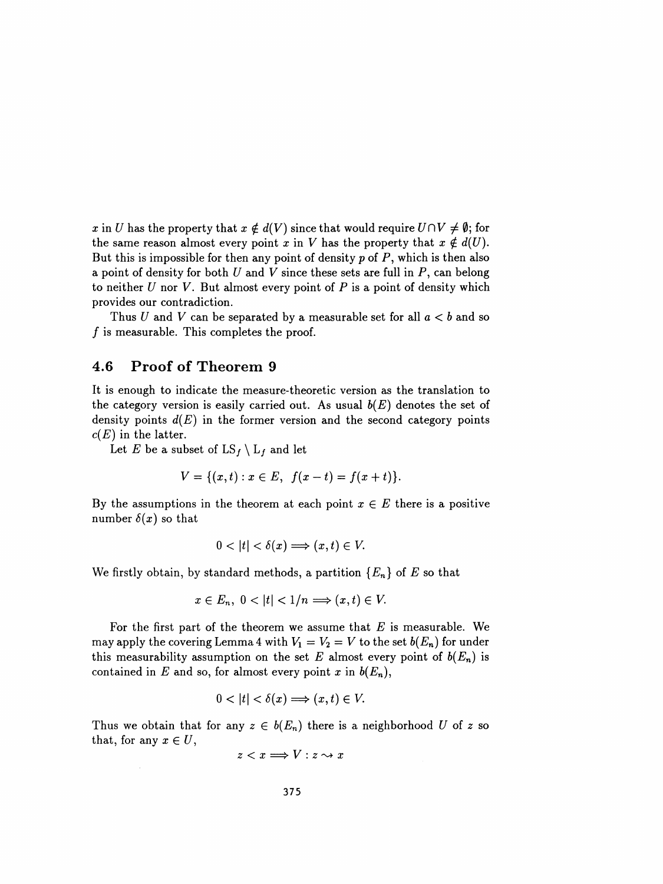$x$ in $U$ has the property that $x \notin d(V)$ since that would require $U \cap V \neq \emptyset$; for the same reason almost every point $x$ in $V$ has the property that $x \notin d(U)$. But this is impossible for then any point of density $p$ of $P$, which is then also a point of density for both $U$ and $V$ since these sets are full in $P$, can belong to neither $U$ nor $V$. But almost every point of $P$ is a point of density which provides our contradiction.

Thus $U$ and $V$ can be separated by a measurable set for all $a < b$ and so $f$ is measurable. This completes the proof.

## 4.6 Proof of Theorem 9

It is enough to indicate the measure-theoretic version as the translation to the category version is easily carried out. As usual $b(E)$ denotes the set of density points $d(E)$ in the former version and the second category points $c(E)$ in the latter.

Let $E$ be a subset of $\mathrm{LS}_f \setminus \mathrm{L}_f$ and let

$$V = \{(x,t) : x \in E,\ f(x-t) = f(x+t)\}.$$

By the assumptions in the theorem at each point $x \in E$ there is a positive number $\delta(x)$ so that

$$0 < |t| < \delta(x) \Longrightarrow (x,t) \in V.$$

We firstly obtain, by standard methods, a partition $\{E_n\}$ of $E$ so that

$$x \in E_n,\ 0 < |t| < 1/n \Longrightarrow (x,t) \in V.$$

For the first part of the theorem we assume that $E$ is measurable. We may apply the covering Lemma 4 with $V_1 = V_2 = V$ to the set $b(E_n)$ for under this measurability assumption on the set $E$ almost every point of $b(E_n)$ is contained in $E$ and so, for almost every point $x$ in $b(E_n)$,

$$0 < |t| < \delta(x) \Longrightarrow (x,t) \in V.$$

Thus we obtain that for any $z \in b(E_n)$ there is a neighborhood $U$ of $z$ so that, for any $x \in U$,

$$z < x \Longrightarrow V : z \rightsquigarrow x$$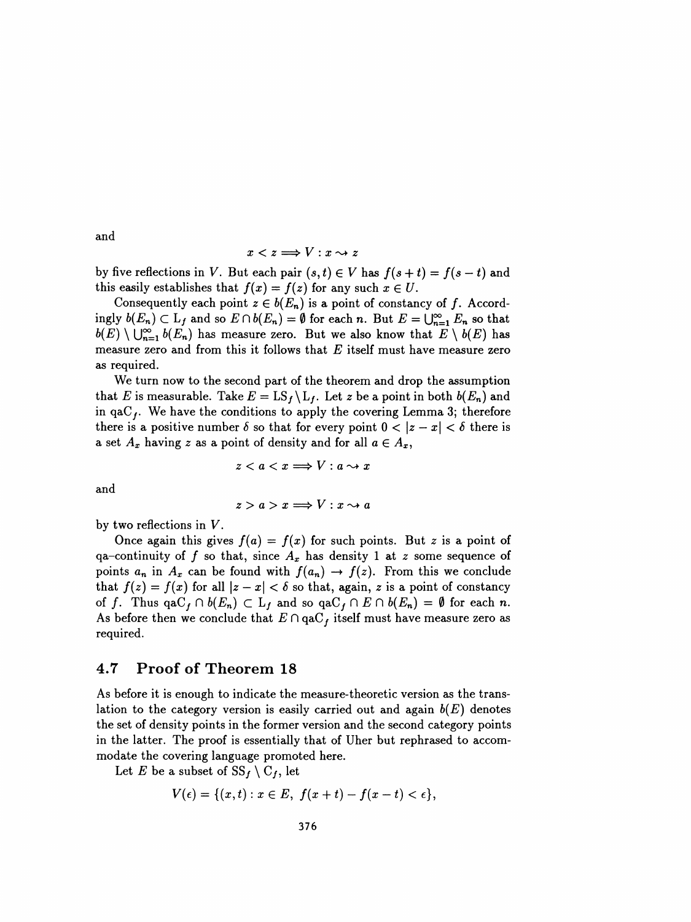and

$$x < z \Longrightarrow V : x \rightsquigarrow z$$

by five reflections in $V$. But each pair $(s, t) \in V$ has $f(s + t) = f(s - t)$ and this easily establishes that $f(x) = f(z)$ for any such $x \in U$.

Consequently each point $z \in b(E_n)$ is a point of constancy of $f$. Accordingly $b(E_n) \subset \mathrm{L}_f$ and so $E \cap b(E_n) = \emptyset$ for each $n$. But $E = \bigcup_{n=1}^{\infty} E_n$ so that $b(E) \setminus \bigcup_{n=1}^{\infty} b(E_n)$ has measure zero. But we also know that $E \setminus b(E)$ has measure zero and from this it follows that $E$ itself must have measure zero as required.

We turn now to the second part of the theorem and drop the assumption that $E$ is measurable. Take $E = \mathrm{LS}_f \setminus \mathrm{L}_f$. Let $z$ be a point in both $b(E_n)$ and in $\mathrm{qaC}_f$. We have the conditions to apply the covering Lemma 3; therefore there is a positive number $\delta$ so that for every point $0 < |z - x| < \delta$ there is a set $A_x$ having $z$ as a point of density and for all $a \in A_x$,

$$z < a < x \Longrightarrow V : a \rightsquigarrow x$$

and

$$z > a > x \Longrightarrow V : x \rightsquigarrow a$$

by two reflections in $V$.

Once again this gives $f(a) = f(x)$ for such points. But $z$ is a point of qa–continuity of $f$ so that, since $A_x$ has density 1 at $z$ some sequence of points $a_n$ in $A_x$ can be found with $f(a_n) \to f(z)$. From this we conclude that $f(z) = f(x)$ for all $|z - x| < \delta$ so that, again, $z$ is a point of constancy of $f$. Thus $\mathrm{qaC}_f \cap b(E_n) \subset \mathrm{L}_f$ and so $\mathrm{qaC}_f \cap E \cap b(E_n) = \emptyset$ for each $n$. As before then we conclude that $E \cap \mathrm{qaC}_f$ itself must have measure zero as required.

## 4.7 Proof of Theorem 18

As before it is enough to indicate the measure-theoretic version as the translation to the category version is easily carried out and again $b(E)$ denotes the set of density points in the former version and the second category points in the latter. The proof is essentially that of Uher but rephrased to accommodate the covering language promoted here.

Let $E$ be a subset of $\mathrm{SS}_f \setminus \mathrm{C}_f$, let

$$V(\epsilon) = \{(x, t) : x \in E,\ f(x + t) - f(x - t) < \epsilon\},$$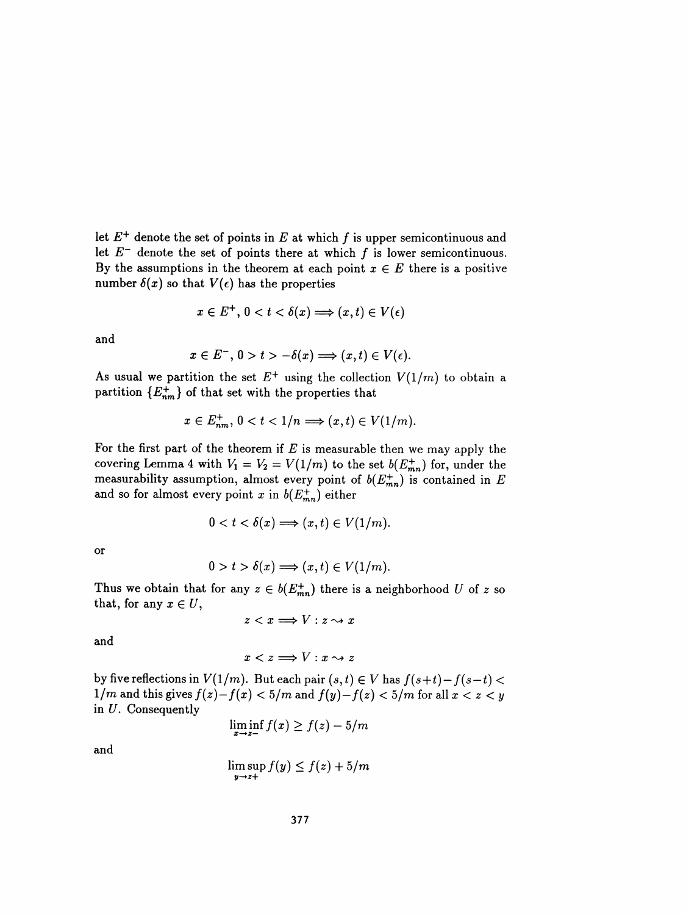let $E^+$ denote the set of points in $E$ at which $f$ is upper semicontinuous and let $E^-$ denote the set of points there at which $f$ is lower semicontinuous. By the assumptions in the theorem at each point $x \in E$ there is a positive number $\delta(x)$ so that $V(\epsilon)$ has the properties

$$x \in E^+, \; 0 < t < \delta(x) \Longrightarrow (x,t) \in V(\epsilon)$$

and

$$x \in E^-, \; 0 > t > -\delta(x) \Longrightarrow (x,t) \in V(\epsilon).$$

As usual we partition the set $E^+$ using the collection $V(1/m)$ to obtain a partition $\{E^+_{nm}\}$ of that set with the properties that

$$x \in E^+_{nm}, \; 0 < t < 1/n \Longrightarrow (x,t) \in V(1/m).$$

For the first part of the theorem if $E$ is measurable then we may apply the covering Lemma 4 with $V_1 = V_2 = V(1/m)$ to the set $b(E^+_{mn})$ for, under the measurability assumption, almost every point of $b(E^+_{mn})$ is contained in $E$ and so for almost every point $x$ in $b(E^+_{mn})$ either

$$0 < t < \delta(x) \Longrightarrow (x,t) \in V(1/m).$$

or

$$0 > t > \delta(x) \Longrightarrow (x,t) \in V(1/m).$$

Thus we obtain that for any $z \in b(E^+_{mn})$ there is a neighborhood $U$ of $z$ so that, for any $x \in U$,

$$z < x \Longrightarrow V : z \rightsquigarrow x$$

and

$$x < z \Longrightarrow V : x \rightsquigarrow z$$

by five reflections in $V(1/m)$. But each pair $(s,t) \in V$ has $f(s+t) - f(s-t) < 1/m$ and this gives $f(z) - f(x) < 5/m$ and $f(y) - f(z) < 5/m$ for all $x < z < y$ in $U$. Consequently

$$\liminf_{x \to z-} f(x) \geq f(z) - 5/m$$

and

$$\limsup_{y \to z+} f(y) \leq f(z) + 5/m$$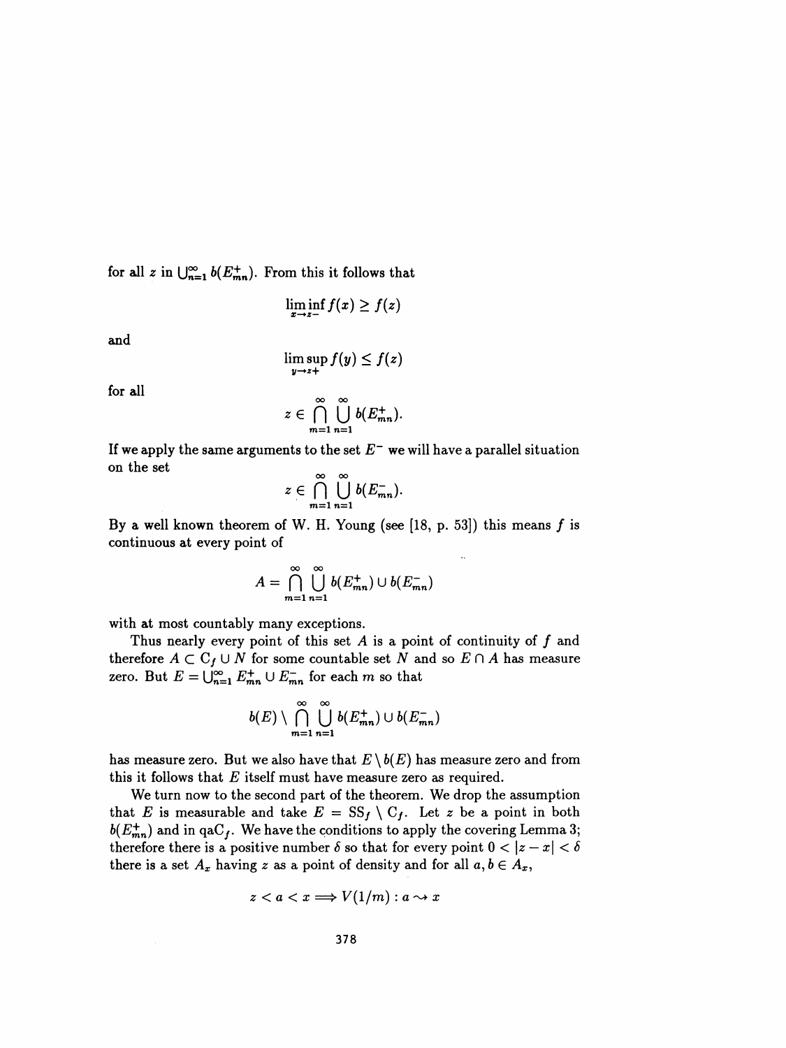for all $z$ in $\bigcup_{n=1}^{\infty} b(E_{mn}^+)$. From this it follows that

$$\liminf_{x \to z-} f(x) \geq f(z)$$

and

$$\limsup_{y \to z+} f(y) \leq f(z)$$

for all

$$z \in \bigcap_{m=1}^{\infty} \bigcup_{n=1}^{\infty} b(E_{mn}^+).$$

If we apply the same arguments to the set $E^-$ we will have a parallel situation on the set

$$z \in \bigcap_{m=1}^{\infty} \bigcup_{n=1}^{\infty} b(E_{mn}^-).$$

By a well known theorem of W. H. Young (see [18, p. 53]) this means $f$ is continuous at every point of

$$A = \bigcap_{m=1}^{\infty} \bigcup_{n=1}^{\infty} b(E_{mn}^+) \cup b(E_{mn}^-)$$

with at most countably many exceptions.

Thus nearly every point of this set $A$ is a point of continuity of $f$ and therefore $A \subset \mathrm{C}_f \cup N$ for some countable set $N$ and so $E \cap A$ has measure zero. But $E = \bigcup_{n=1}^{\infty} E_{mn}^+ \cup E_{mn}^-$ for each $m$ so that

$$b(E) \setminus \bigcap_{m=1}^{\infty} \bigcup_{n=1}^{\infty} b(E_{mn}^+) \cup b(E_{mn}^-)$$

has measure zero. But we also have that $E \setminus b(E)$ has measure zero and from this it follows that $E$ itself must have measure zero as required.

We turn now to the second part of the theorem. We drop the assumption that $E$ is measurable and take $E = \mathrm{SS}_f \setminus \mathrm{C}_f$. Let $z$ be a point in both $b(E_{mn}^+)$ and in $\mathrm{qaC}_f$. We have the conditions to apply the covering Lemma 3; therefore there is a positive number $\delta$ so that for every point $0 < |z - x| < \delta$ there is a set $A_x$ having $z$ as a point of density and for all $a, b \in A_x$,

$$z < a < x \Longrightarrow V(1/m) : a \rightsquigarrow x$$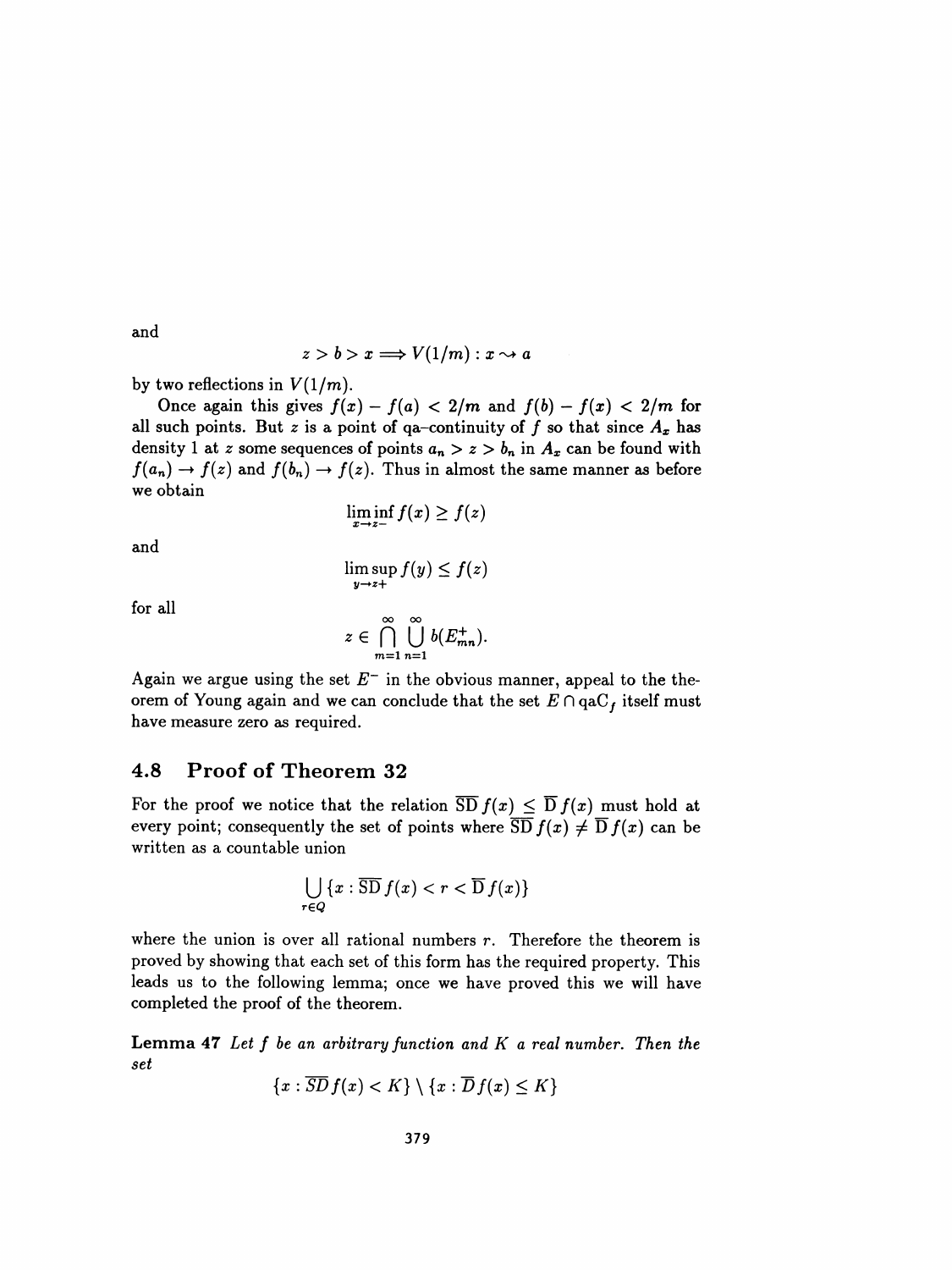and

$$z > b > x \Longrightarrow V(1/m) : x \rightsquigarrow a$$

by two reflections in $V(1/m)$.

Once again this gives $f(x) - f(a) < 2/m$ and $f(b) - f(x) < 2/m$ for all such points. But $z$ is a point of qa–continuity of $f$ so that since $A_x$ has density 1 at $z$ some sequences of points $a_n > z > b_n$ in $A_x$ can be found with $f(a_n) \to f(z)$ and $f(b_n) \to f(z)$. Thus in almost the same manner as before we obtain

$$\liminf_{x \to z-} f(x) \geq f(z)$$

and

$$\limsup_{y \to z+} f(y) \leq f(z)$$

for all

$$z \in \bigcap_{m=1}^{\infty} \bigcup_{n=1}^{\infty} b(E^+_{mn}).$$

Again we argue using the set $E^-$ in the obvious manner, appeal to the theorem of Young again and we can conclude that the set $E \cap \mathrm{qaC}_f$ itself must have measure zero as required.

## 4.8 Proof of Theorem 32

For the proof we notice that the relation $\overline{\mathrm{SD}}\, f(x) \leq \overline{\mathrm{D}}\, f(x)$ must hold at every point; consequently the set of points where $\overline{\mathrm{SD}}\, f(x) \neq \overline{\mathrm{D}}\, f(x)$ can be written as a countable union

$$\bigcup_{r \in Q} \{x : \overline{\mathrm{SD}}\, f(x) < r < \overline{\mathrm{D}}\, f(x)\}$$

where the union is over all rational numbers $r$. Therefore the theorem is proved by showing that each set of this form has the required property. This leads us to the following lemma; once we have proved this we will have completed the proof of the theorem.

**Lemma 47** *Let $f$ be an arbitrary function and $K$ a real number. Then the set*

$$\{x : \overline{SD}\, f(x) < K\} \setminus \{x : \overline{D}\, f(x) \leq K\}$$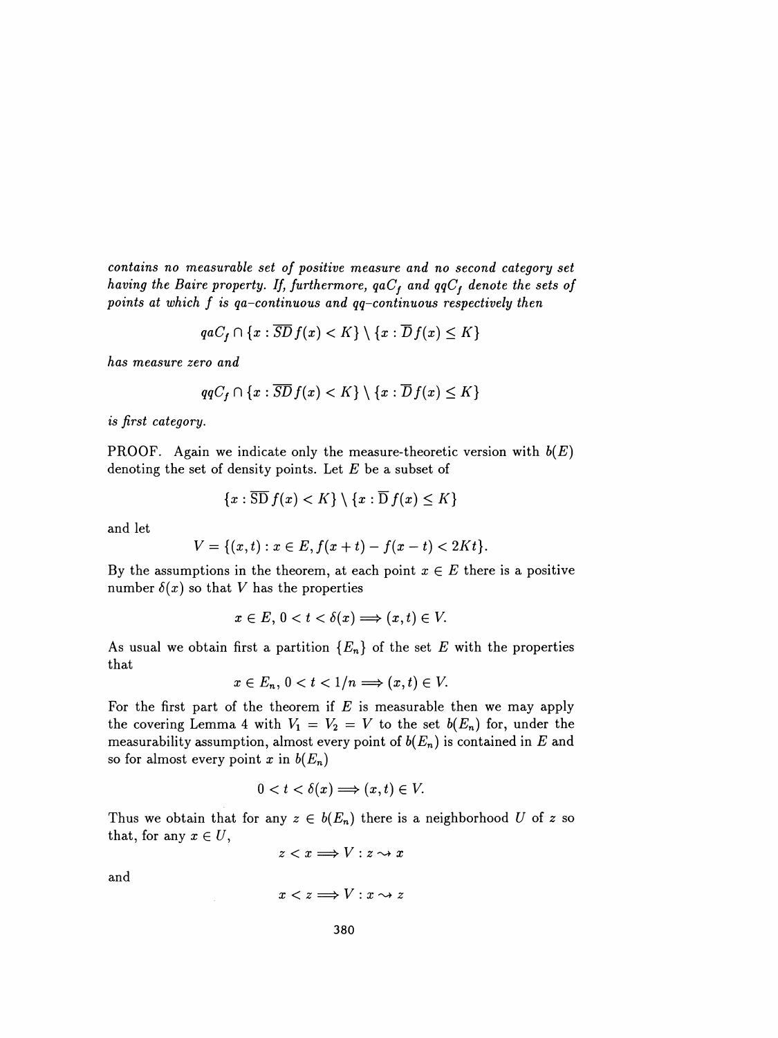*contains no measurable set of positive measure and no second category set having the Baire property. If, furthermore, $qaC_f$ and $qqC_f$ denote the sets of points at which $f$ is qa–continuous and qq–continuous respectively then*

$$qaC_f \cap \{x : \overline{SD}\, f(x) < K\} \setminus \{x : \overline{D}\, f(x) \leq K\}$$

*has measure zero and*

$$qqC_f \cap \{x : \overline{SD}\, f(x) < K\} \setminus \{x : \overline{D}\, f(x) \leq K\}$$

*is first category.*

PROOF. Again we indicate only the measure-theoretic version with $\flat(E)$ denoting the set of density points. Let $E$ be a subset of

$$\{x : \overline{\mathrm{SD}}\, f(x) < K\} \setminus \{x : \overline{\mathrm{D}}\, f(x) \leq K\}$$

and let

$$V = \{(x,t) : x \in E, f(x+t) - f(x-t) < 2Kt\}.$$

By the assumptions in the theorem, at each point $x \in E$ there is a positive number $\delta(x)$ so that $V$ has the properties

$$x \in E,\, 0 < t < \delta(x) \Longrightarrow (x,t) \in V.$$

As usual we obtain first a partition $\{E_n\}$ of the set $E$ with the properties that

$$x \in E_n,\, 0 < t < 1/n \Longrightarrow (x,t) \in V.$$

For the first part of the theorem if $E$ is measurable then we may apply the covering Lemma 4 with $V_1 = V_2 = V$ to the set $\flat(E_n)$ for, under the measurability assumption, almost every point of $\flat(E_n)$ is contained in $E$ and so for almost every point $x$ in $\flat(E_n)$

$$0 < t < \delta(x) \Longrightarrow (x,t) \in V.$$

Thus we obtain that for any $z \in \flat(E_n)$ there is a neighborhood $U$ of $z$ so that, for any $x \in U$,

$$z < x \Longrightarrow V : z \rightsquigarrow x$$

and

$$x < z \Longrightarrow V : x \rightsquigarrow z$$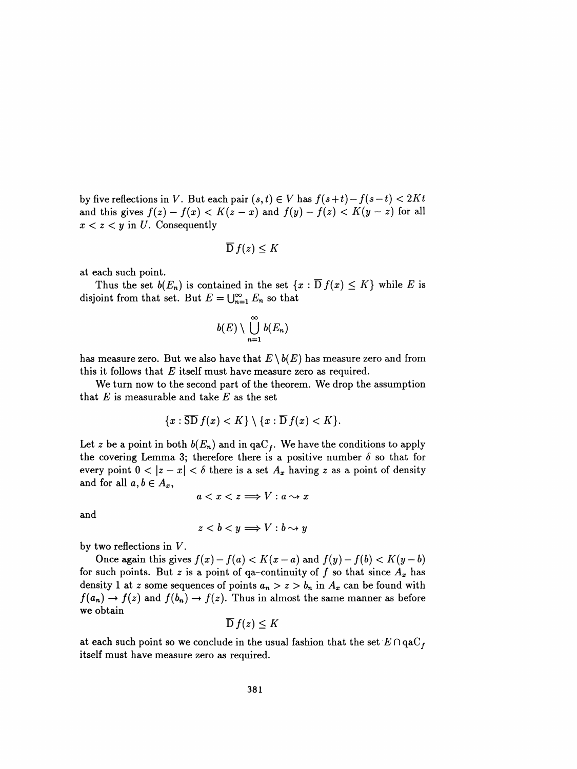by five reflections in $V$. But each pair $(s,t) \in V$ has $f(s+t) - f(s-t) < 2Kt$ and this gives $f(z) - f(x) < K(z-x)$ and $f(y) - f(z) < K(y-z)$ for all $x < z < y$ in $U$. Consequently

$$\overline{\mathrm{D}}\, f(z) \leq K$$

at each such point.

Thus the set $\flat(E_n)$ is contained in the set $\{x : \overline{\mathrm{D}}\, f(x) \leq K\}$ while $E$ is disjoint from that set. But $E = \bigcup_{n=1}^{\infty} E_n$ so that

$$\flat(E) \setminus \bigcup_{n=1}^{\infty} \flat(E_n)$$

has measure zero. But we also have that $E \setminus \flat(E)$ has measure zero and from this it follows that $E$ itself must have measure zero as required.

We turn now to the second part of the theorem. We drop the assumption that $E$ is measurable and take $E$ as the set

$$\{x : \overline{\mathrm{SD}}\, f(x) < K\} \setminus \{x : \overline{\mathrm{D}}\, f(x) < K\}.$$

Let $z$ be a point in both $\flat(E_n)$ and in $\mathrm{qaC}_f$. We have the conditions to apply the covering Lemma 3; therefore there is a positive number $\delta$ so that for every point $0 < |z - x| < \delta$ there is a set $A_x$ having $z$ as a point of density and for all $a, b \in A_x$,

$$a < x < z \Longrightarrow V : a \rightsquigarrow x$$

and

$$z < b < y \Longrightarrow V : b \rightsquigarrow y$$

by two reflections in $V$.

Once again this gives $f(x) - f(a) < K(x-a)$ and $f(y) - f(b) < K(y-b)$ for such points. But $z$ is a point of qa–continuity of $f$ so that since $A_x$ has density 1 at $z$ some sequences of points $a_n > z > b_n$ in $A_x$ can be found with $f(a_n) \to f(z)$ and $f(b_n) \to f(z)$. Thus in almost the same manner as before we obtain

$$\overline{\mathrm{D}}\, f(z) \leq K$$

at each such point so we conclude in the usual fashion that the set $E \cap \mathrm{qaC}_f$ itself must have measure zero as required.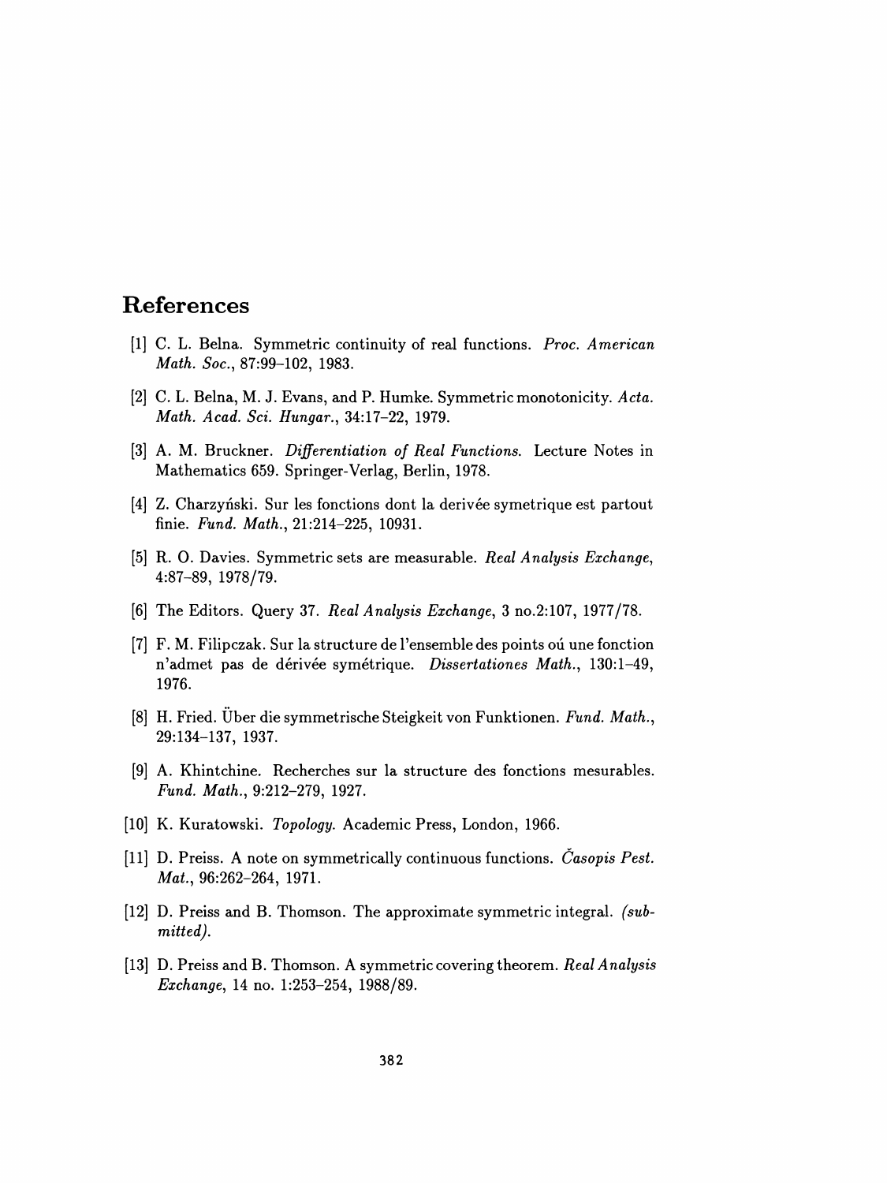# References

[1] C. L. Belna. Symmetric continuity of real functions. *Proc. American Math. Soc.*, 87:99–102, 1983.

[2] C. L. Belna, M. J. Evans, and P. Humke. Symmetric monotonicity. *Acta. Math. Acad. Sci. Hungar.*, 34:17–22, 1979.

[3] A. M. Bruckner. *Differentiation of Real Functions.* Lecture Notes in Mathematics 659. Springer-Verlag, Berlin, 1978.

[4] Z. Charzyński. Sur les fonctions dont la derivée symetrique est partout finie. *Fund. Math.*, 21:214–225, 10931.

[5] R. O. Davies. Symmetric sets are measurable. *Real Analysis Exchange*, 4:87–89, 1978/79.

[6] The Editors. Query 37. *Real Analysis Exchange*, 3 no.2:107, 1977/78.

[7] F. M. Filipczak. Sur la structure de l'ensemble des points oú une fonction n'admet pas de dérivée symétrique. *Dissertationes Math.*, 130:1–49, 1976.

[8] H. Fried. Über die symmetrische Steigkeit von Funktionen. *Fund. Math.*, 29:134–137, 1937.

[9] A. Khintchine. Recherches sur la structure des fonctions mesurables. *Fund. Math.*, 9:212–279, 1927.

[10] K. Kuratowski. *Topology.* Academic Press, London, 1966.

[11] D. Preiss. A note on symmetrically continuous functions. *Časopis Pest. Mat.*, 96:262–264, 1971.

[12] D. Preiss and B. Thomson. The approximate symmetric integral. *(submitted).*

[13] D. Preiss and B. Thomson. A symmetric covering theorem. *Real Analysis Exchange*, 14 no. 1:253–254, 1988/89.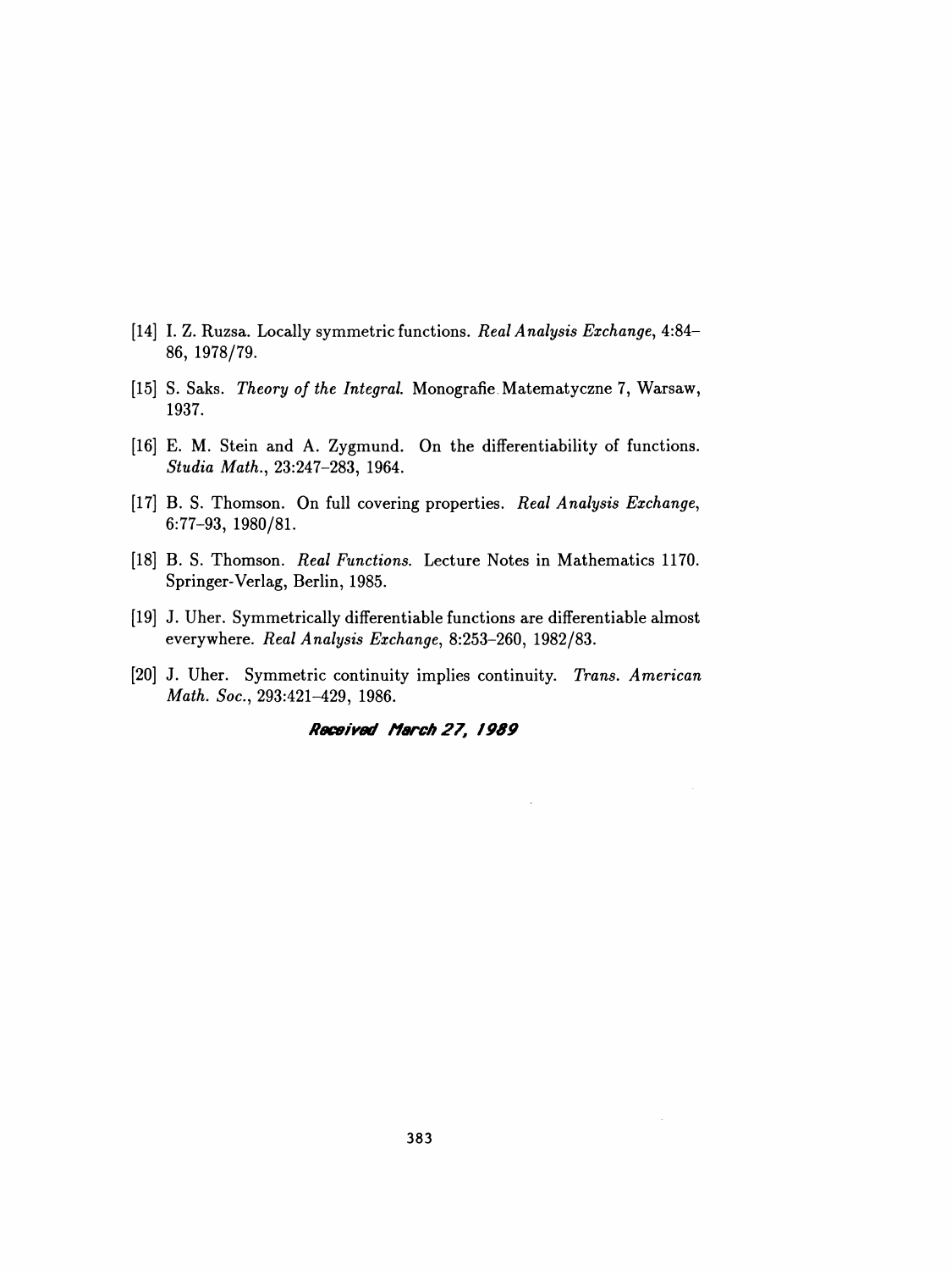[14] I. Z. Ruzsa. Locally symmetric functions. *Real Analysis Exchange*, 4:84–86, 1978/79.

[15] S. Saks. *Theory of the Integral.* Monografie Matematyczne 7, Warsaw, 1937.

[16] E. M. Stein and A. Zygmund. On the differentiability of functions. *Studia Math.*, 23:247–283, 1964.

[17] B. S. Thomson. On full covering properties. *Real Analysis Exchange*, 6:77–93, 1980/81.

[18] B. S. Thomson. *Real Functions.* Lecture Notes in Mathematics 1170. Springer-Verlag, Berlin, 1985.

[19] J. Uher. Symmetrically differentiable functions are differentiable almost everywhere. *Real Analysis Exchange*, 8:253–260, 1982/83.

[20] J. Uher. Symmetric continuity implies continuity. *Trans. American Math. Soc.*, 293:421–429, 1986.

***Received March 27, 1989***